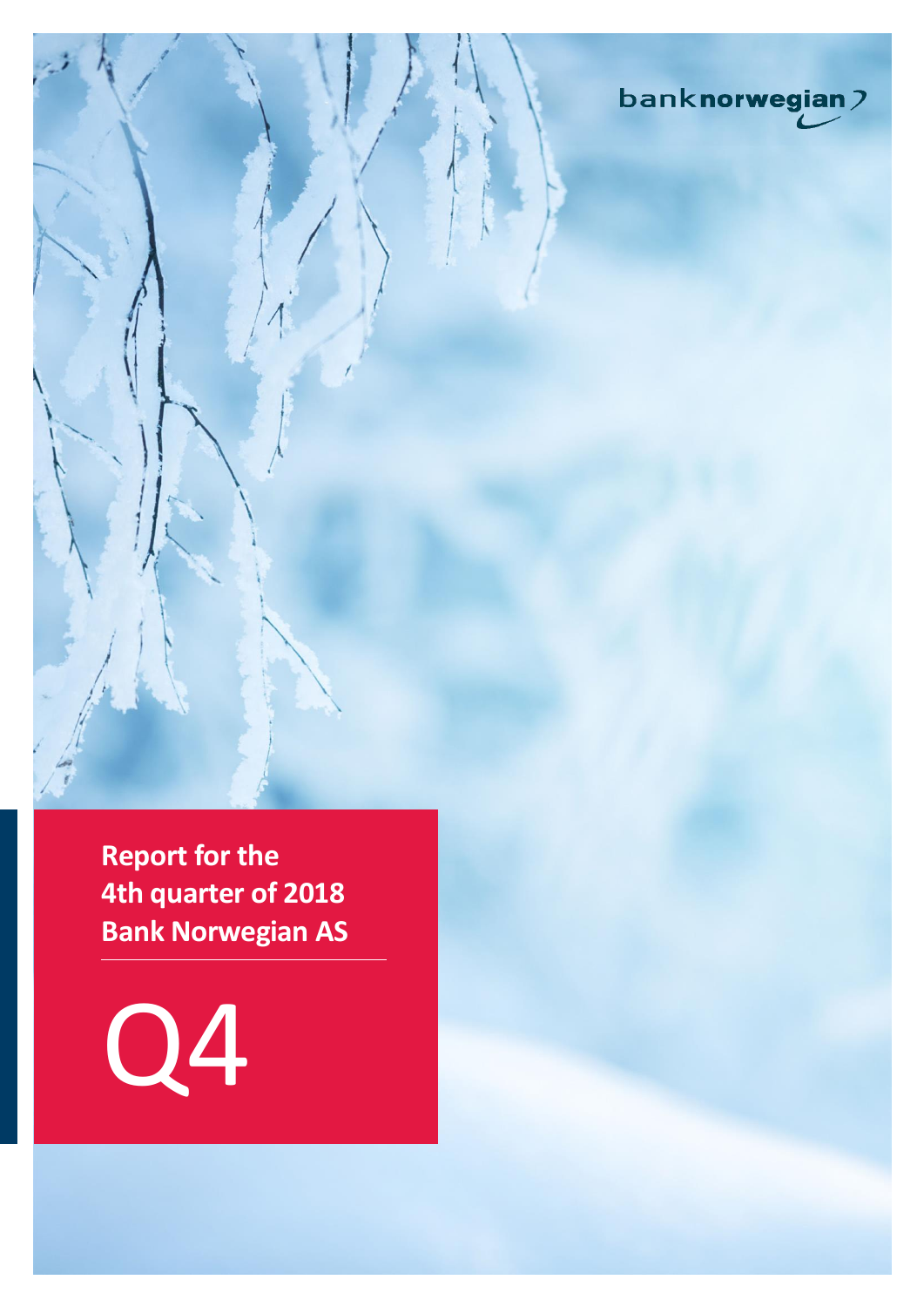banknorwegian

# Report for the 4th quarter of 2018 Bank Norwegian AS

Q4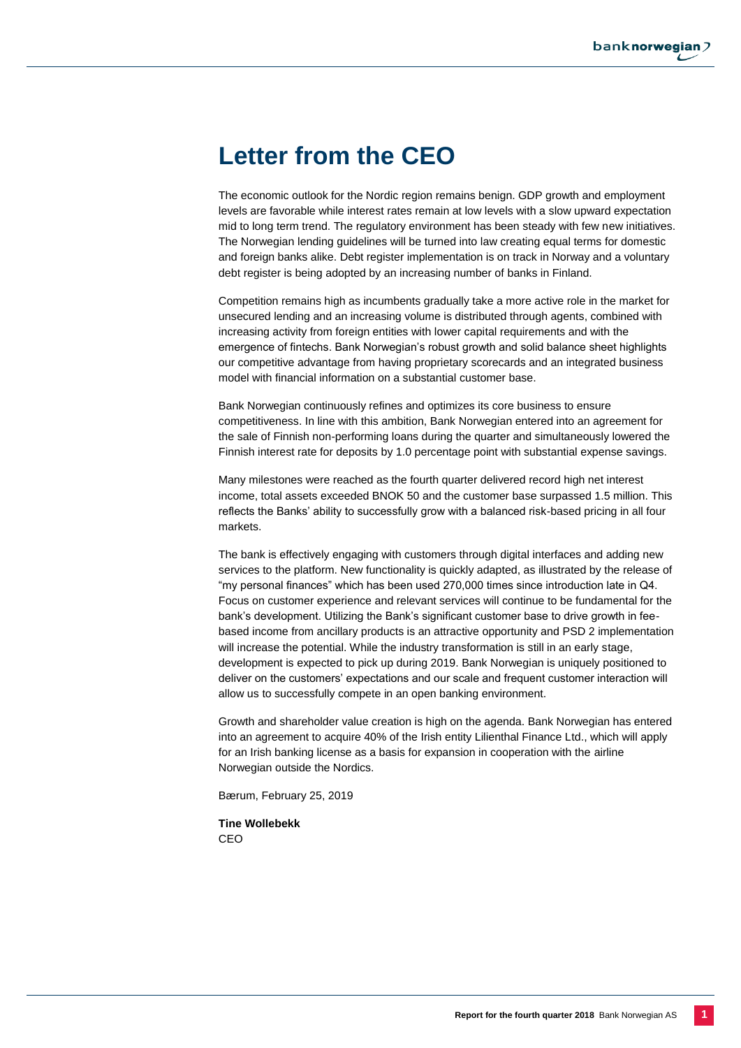# Letter from the CEO

The economic outlook for the Nordic region remains benign. GDP growth and employment levels are favorable while interest rates remain at low levels with a slow upward expectation mid to long term trend. The regulatory environment has been steady with few new initiatives. The Norwegian lending guidelines will be turned into law creating equal terms for domestic and foreign banks alike. Debt register implementation is on track in Norway and a voluntary debt register is being adopted by an increasing number of banks in Finland.

Competition remains high as incumbents gradually take a more active role in the market for unsecured lending and an increasing volume is distributed through agents, combined with increasing activity from foreign entities with lower capital requirements and with the emergence of fintechs. Bank Norwegian's robust growth and solid balance sheet highlights our competitive advantage from having proprietary scorecards and an integrated business model with financial information on a substantial customer base.

Bank Norwegian continuously refines and optimizes its core business to ensure competitiveness. In line with this ambition, Bank Norwegian entered into an agreement for the sale of Finnish non-performing loans during the quarter and simultaneously lowered the Finnish interest rate for deposits by 1.0 percentage point with substantial expense savings.

Many milestones were reached as the fourth quarter delivered record high net interest income, total assets exceeded BNOK 50 and the customer base surpassed 1.5 million. This reflects the Banks' ability to successfully grow with a balanced risk-based pricing in all four markets.

The bank is effectively engaging with customers through digital interfaces and adding new services to the platform. New functionality is quickly adapted, as illustrated by the release of "my personal finances" which has been used 270,000 times since introduction late in Q4. Focus on customer experience and relevant services will continue to be fundamental for the bank's development. Utilizing the Bank's significant customer base to drive growth in fee-based income from ancillary products is an attractive opportunity and PSD 2 implementation will increase the potential. While the industry transformation is still in an early stage, development is expected to pick up during 2019. Bank Norwegian is uniquely positioned to deliver on the customers' expectations and our scale and frequent customer interaction will allow us to successfully compete in an open banking environment.

Growth and shareholder value creation is high on the agenda. Bank Norwegian has entered into an agreement to acquire 40% of the Irish entity Lilienthal Finance Ltd., which will apply for an Irish banking license as a basis for expansion in cooperation with the airline Norwegian outside the Nordics.

Bærum, February 25, 2019

**Tine Wollebekk**
CEO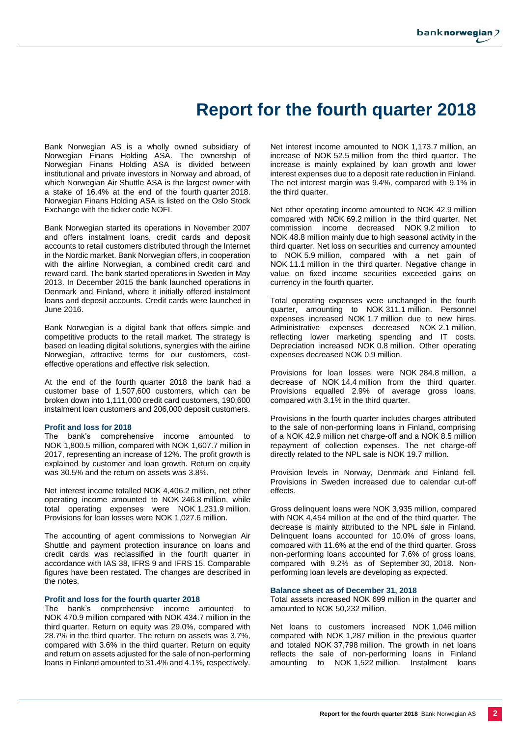# Report for the fourth quarter 2018

Bank Norwegian AS is a wholly owned subsidiary of Norwegian Finans Holding ASA. The ownership of Norwegian Finans Holding ASA is divided between institutional and private investors in Norway and abroad, of which Norwegian Air Shuttle ASA is the largest owner with a stake of 16.4% at the end of the fourth quarter 2018. Norwegian Finans Holding ASA is listed on the Oslo Stock Exchange with the ticker code NOFI.

Bank Norwegian started its operations in November 2007 and offers instalment loans, credit cards and deposit accounts to retail customers distributed through the Internet in the Nordic market. Bank Norwegian offers, in cooperation with the airline Norwegian, a combined credit card and reward card. The bank started operations in Sweden in May 2013. In December 2015 the bank launched operations in Denmark and Finland, where it initially offered instalment loans and deposit accounts. Credit cards were launched in June 2016.

Bank Norwegian is a digital bank that offers simple and competitive products to the retail market. The strategy is based on leading digital solutions, synergies with the airline Norwegian, attractive terms for our customers, cost-effective operations and effective risk selection.

At the end of the fourth quarter 2018 the bank had a customer base of 1,507,600 customers, which can be broken down into 1,111,000 credit card customers, 190,600 instalment loan customers and 206,000 deposit customers.

### Profit and loss for 2018

The bank's comprehensive income amounted to NOK 1,800.5 million, compared with NOK 1,607.7 million in 2017, representing an increase of 12%. The profit growth is explained by customer and loan growth. Return on equity was 30.5% and the return on assets was 3.8%.

Net interest income totalled NOK 4,406.2 million, net other operating income amounted to NOK 246.8 million, while total operating expenses were NOK 1,231.9 million. Provisions for loan losses were NOK 1,027.6 million.

The accounting of agent commissions to Norwegian Air Shuttle and payment protection insurance on loans and credit cards was reclassified in the fourth quarter in accordance with IAS 38, IFRS 9 and IFRS 15. Comparable figures have been restated. The changes are described in the notes.

### Profit and loss for the fourth quarter 2018

The bank's comprehensive income amounted to NOK 470.9 million compared with NOK 434.7 million in the third quarter. Return on equity was 29.0%, compared with 28.7% in the third quarter. The return on assets was 3.7%, compared with 3.6% in the third quarter. Return on equity and return on assets adjusted for the sale of non-performing loans in Finland amounted to 31.4% and 4.1%, respectively.

Net interest income amounted to NOK 1,173.7 million, an increase of NOK 52.5 million from the third quarter. The increase is mainly explained by loan growth and lower interest expenses due to a deposit rate reduction in Finland. The net interest margin was 9.4%, compared with 9.1% in the third quarter.

Net other operating income amounted to NOK 42.9 million compared with NOK 69.2 million in the third quarter. Net commission income decreased NOK 9.2 million to NOK 48.8 million mainly due to high seasonal activity in the third quarter. Net loss on securities and currency amounted to NOK 5.9 million, compared with a net gain of NOK 11.1 million in the third quarter. Negative change in value on fixed income securities exceeded gains on currency in the fourth quarter.

Total operating expenses were unchanged in the fourth quarter, amounting to NOK 311.1 million. Personnel expenses increased NOK 1.7 million due to new hires. Administrative expenses decreased NOK 2.1 million, reflecting lower marketing spending and IT costs. Depreciation increased NOK 0.8 million. Other operating expenses decreased NOK 0.9 million.

Provisions for loan losses were NOK 284.8 million, a decrease of NOK 14.4 million from the third quarter. Provisions equalled 2.9% of average gross loans, compared with 3.1% in the third quarter.

Provisions in the fourth quarter includes charges attributed to the sale of non-performing loans in Finland, comprising of a NOK 42.9 million net charge-off and a NOK 8.5 million repayment of collection expenses. The net charge-off directly related to the NPL sale is NOK 19.7 million.

Provision levels in Norway, Denmark and Finland fell. Provisions in Sweden increased due to calendar cut-off effects.

Gross delinquent loans were NOK 3,935 million, compared with NOK 4,454 million at the end of the third quarter. The decrease is mainly attributed to the NPL sale in Finland. Delinquent loans accounted for 10.0% of gross loans, compared with 11.6% at the end of the third quarter. Gross non-performing loans accounted for 7.6% of gross loans, compared with 9.2% as of September 30, 2018. Non-performing loan levels are developing as expected.

### Balance sheet as of December 31, 2018

Total assets increased NOK 699 million in the quarter and amounted to NOK 50,232 million.

Net loans to customers increased NOK 1,046 million compared with NOK 1,287 million in the previous quarter and totaled NOK 37,798 million. The growth in net loans reflects the sale of non-performing loans in Finland amounting to NOK 1,522 million. Instalment loans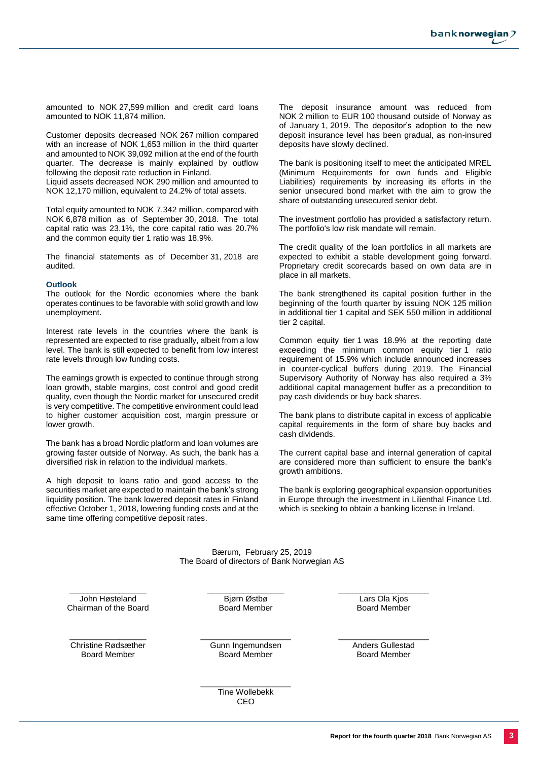amounted to NOK 27,599 million and credit card loans amounted to NOK 11,874 million.

Customer deposits decreased NOK 267 million compared with an increase of NOK 1,653 million in the third quarter and amounted to NOK 39,092 million at the end of the fourth quarter. The decrease is mainly explained by outflow following the deposit rate reduction in Finland.
Liquid assets decreased NOK 290 million and amounted to NOK 12,170 million, equivalent to 24.2% of total assets.

Total equity amounted to NOK 7,342 million, compared with NOK 6,878 million as of September 30, 2018. The total capital ratio was 23.1%, the core capital ratio was 20.7% and the common equity tier 1 ratio was 18.9%.

The financial statements as of December 31, 2018 are audited.

### Outlook

The outlook for the Nordic economies where the bank operates continues to be favorable with solid growth and low unemployment.

Interest rate levels in the countries where the bank is represented are expected to rise gradually, albeit from a low level. The bank is still expected to benefit from low interest rate levels through low funding costs.

The earnings growth is expected to continue through strong loan growth, stable margins, cost control and good credit quality, even though the Nordic market for unsecured credit is very competitive. The competitive environment could lead to higher customer acquisition cost, margin pressure or lower growth.

The bank has a broad Nordic platform and loan volumes are growing faster outside of Norway. As such, the bank has a diversified risk in relation to the individual markets.

A high deposit to loans ratio and good access to the securities market are expected to maintain the bank's strong liquidity position. The bank lowered deposit rates in Finland effective October 1, 2018, lowering funding costs and at the same time offering competitive deposit rates.

The deposit insurance amount was reduced from NOK 2 million to EUR 100 thousand outside of Norway as of January 1, 2019. The depositor's adoption to the new deposit insurance level has been gradual, as non-insured deposits have slowly declined.

The bank is positioning itself to meet the anticipated MREL (Minimum Requirements for own funds and Eligible Liabilities) requirements by increasing its efforts in the senior unsecured bond market with the aim to grow the share of outstanding unsecured senior debt.

The investment portfolio has provided a satisfactory return. The portfolio's low risk mandate will remain.

The credit quality of the loan portfolios in all markets are expected to exhibit a stable development going forward. Proprietary credit scorecards based on own data are in place in all markets.

The bank strengthened its capital position further in the beginning of the fourth quarter by issuing NOK 125 million in additional tier 1 capital and SEK 550 million in additional tier 2 capital.

Common equity tier 1 was 18.9% at the reporting date exceeding the minimum common equity tier 1 ratio requirement of 15.9% which include announced increases in counter-cyclical buffers during 2019. The Financial Supervisory Authority of Norway has also required a 3% additional capital management buffer as a precondition to pay cash dividends or buy back shares.

The bank plans to distribute capital in excess of applicable capital requirements in the form of share buy backs and cash dividends.

The current capital base and internal generation of capital are considered more than sufficient to ensure the bank's growth ambitions.

The bank is exploring geographical expansion opportunities in Europe through the investment in Lilienthal Finance Ltd. which is seeking to obtain a banking license in Ireland.

Bærum, February 25, 2019
The Board of directors of Bank Norwegian AS

| | | |
|---|---|---|
| John Høsteland<br>Chairman of the Board | Bjørn Østbø<br>Board Member | Lars Ola Kjos<br>Board Member |
| Christine Rødsæther<br>Board Member | Gunn Ingemundsen<br>Board Member | Anders Gullestad<br>Board Member |
| | Tine Wollebekk<br>CEO | |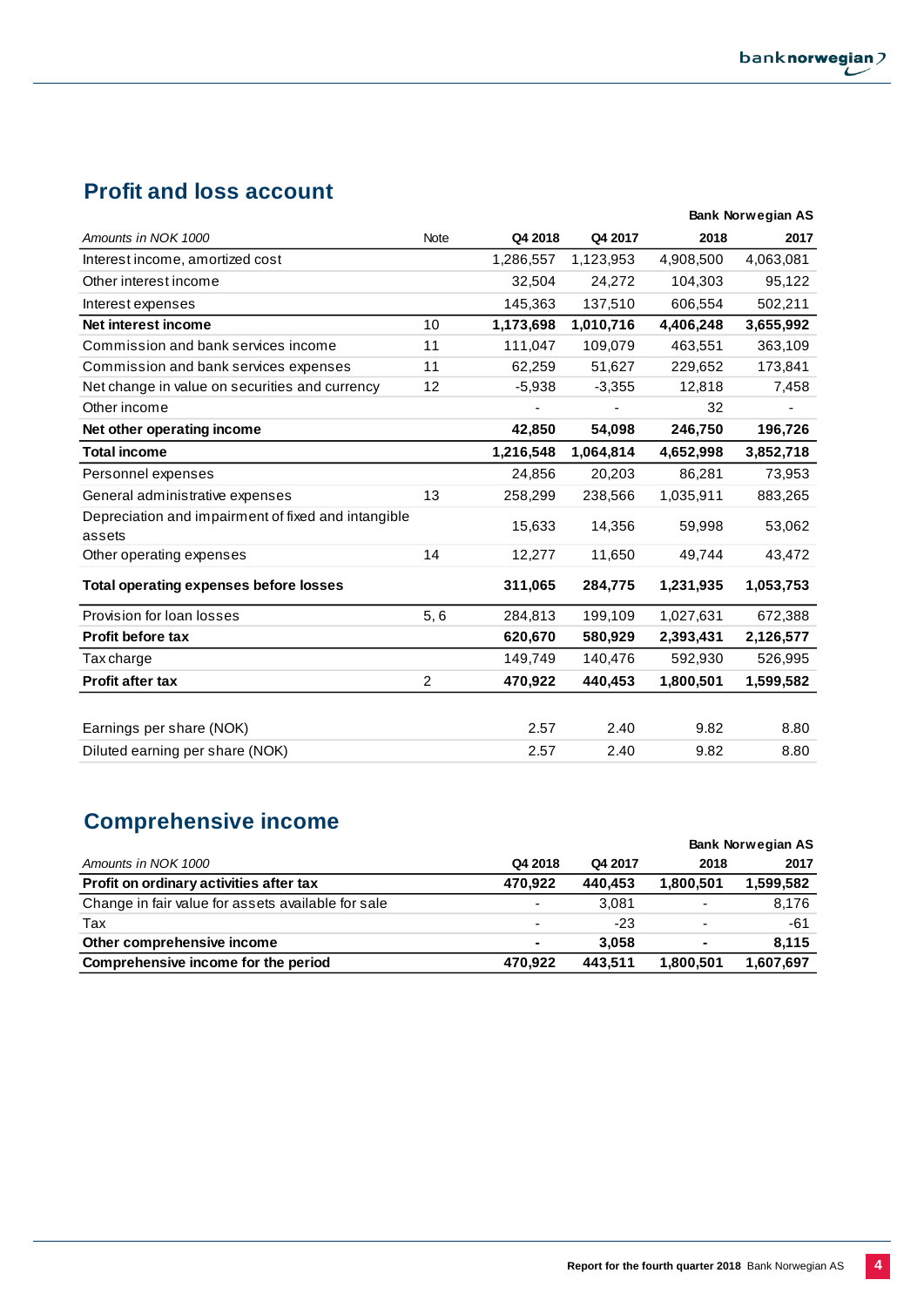## Profit and loss account

| *Amounts in NOK 1000* | Note | Q4 2018 | Q4 2017 | 2018 | 2017 |
|---|---|---|---|---|---|
| | | | | **Bank Norwegian AS** | |
| Interest income, amortized cost | | 1,286,557 | 1,123,953 | 4,908,500 | 4,063,081 |
| Other interest income | | 32,504 | 24,272 | 104,303 | 95,122 |
| Interest expenses | | 145,363 | 137,510 | 606,554 | 502,211 |
| **Net interest income** | 10 | **1,173,698** | **1,010,716** | **4,406,248** | **3,655,992** |
| Commission and bank services income | 11 | 111,047 | 109,079 | 463,551 | 363,109 |
| Commission and bank services expenses | 11 | 62,259 | 51,627 | 229,652 | 173,841 |
| Net change in value on securities and currency | 12 | -5,938 | -3,355 | 12,818 | 7,458 |
| Other income | | - | - | 32 | - |
| **Net other operating income** | | **42,850** | **54,098** | **246,750** | **196,726** |
| **Total income** | | **1,216,548** | **1,064,814** | **4,652,998** | **3,852,718** |
| Personnel expenses | | 24,856 | 20,203 | 86,281 | 73,953 |
| General administrative expenses | 13 | 258,299 | 238,566 | 1,035,911 | 883,265 |
| Depreciation and impairment of fixed and intangible assets | | 15,633 | 14,356 | 59,998 | 53,062 |
| Other operating expenses | 14 | 12,277 | 11,650 | 49,744 | 43,472 |
| **Total operating expenses before losses** | | **311,065** | **284,775** | **1,231,935** | **1,053,753** |
| Provision for loan losses | 5, 6 | 284,813 | 199,109 | 1,027,631 | 672,388 |
| **Profit before tax** | | **620,670** | **580,929** | **2,393,431** | **2,126,577** |
| Tax charge | | 149,749 | 140,476 | 592,930 | 526,995 |
| **Profit after tax** | 2 | **470,922** | **440,453** | **1,800,501** | **1,599,582** |
| | | | | | |
| Earnings per share (NOK) | | 2.57 | 2.40 | 9.82 | 8.80 |
| Diluted earning per share (NOK) | | 2.57 | 2.40 | 9.82 | 8.80 |

## Comprehensive income

| *Amounts in NOK 1000* | Q4 2018 | Q4 2017 | 2018 | 2017 |
|---|---|---|---|---|
| | | | **Bank Norwegian AS** | |
| **Profit on ordinary activities after tax** | **470,922** | **440,453** | **1,800,501** | **1,599,582** |
| Change in fair value for assets available for sale | - | 3,081 | - | 8,176 |
| Tax | - | -23 | - | -61 |
| **Other comprehensive income** | **-** | **3,058** | **-** | **8,115** |
| **Comprehensive income for the period** | **470,922** | **443,511** | **1,800,501** | **1,607,697** |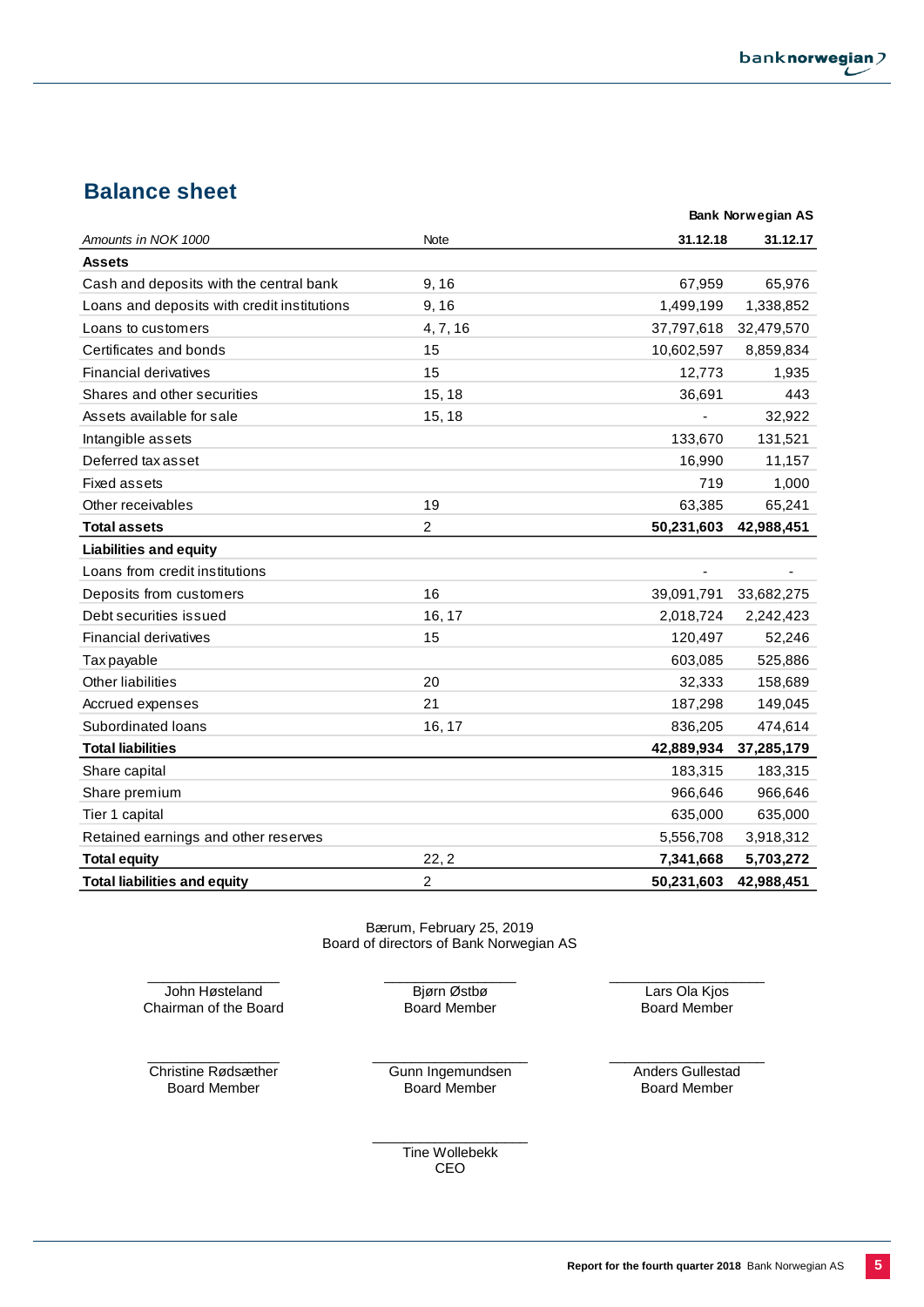## Balance sheet

| | | Bank Norwegian AS | |
|---|---|---|---|
| *Amounts in NOK 1000* | Note | **31.12.18** | **31.12.17** |
| **Assets** | | | |
| Cash and deposits with the central bank | 9, 16 | 67,959 | 65,976 |
| Loans and deposits with credit institutions | 9, 16 | 1,499,199 | 1,338,852 |
| Loans to customers | 4, 7, 16 | 37,797,618 | 32,479,570 |
| Certificates and bonds | 15 | 10,602,597 | 8,859,834 |
| Financial derivatives | 15 | 12,773 | 1,935 |
| Shares and other securities | 15, 18 | 36,691 | 443 |
| Assets available for sale | 15, 18 | - | 32,922 |
| Intangible assets | | 133,670 | 131,521 |
| Deferred tax asset | | 16,990 | 11,157 |
| Fixed assets | | 719 | 1,000 |
| Other receivables | 19 | 63,385 | 65,241 |
| **Total assets** | 2 | **50,231,603** | **42,988,451** |
| **Liabilities and equity** | | | |
| Loans from credit institutions | | - | - |
| Deposits from customers | 16 | 39,091,791 | 33,682,275 |
| Debt securities issued | 16, 17 | 2,018,724 | 2,242,423 |
| Financial derivatives | 15 | 120,497 | 52,246 |
| Tax payable | | 603,085 | 525,886 |
| Other liabilities | 20 | 32,333 | 158,689 |
| Accrued expenses | 21 | 187,298 | 149,045 |
| Subordinated loans | 16, 17 | 836,205 | 474,614 |
| **Total liabilities** | | **42,889,934** | **37,285,179** |
| Share capital | | 183,315 | 183,315 |
| Share premium | | 966,646 | 966,646 |
| Tier 1 capital | | 635,000 | 635,000 |
| Retained earnings and other reserves | | 5,556,708 | 3,918,312 |
| **Total equity** | 22, 2 | **7,341,668** | **5,703,272** |
| **Total liabilities and equity** | 2 | **50,231,603** | **42,988,451** |

Bærum, February 25, 2019
Board of directors of Bank Norwegian AS

John Høsteland
Chairman of the Board

Bjørn Østbø
Board Member

Lars Ola Kjos
Board Member

Christine Rødsæther
Board Member

Gunn Ingemundsen
Board Member

Anders Gullestad
Board Member

Tine Wollebekk
CEO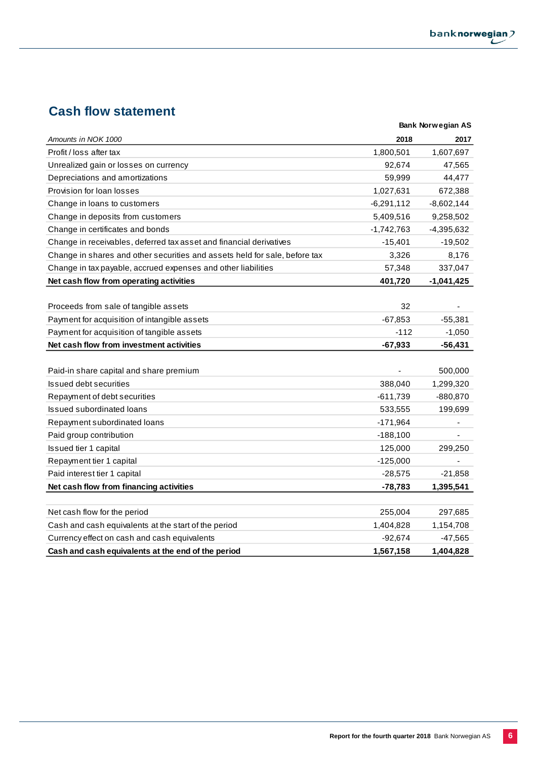## Cash flow statement

| Amounts in NOK 1000 | Bank Norwegian AS 2018 | 2017 |
|---|---|---|
| Profit / loss after tax | 1,800,501 | 1,607,697 |
| Unrealized gain or losses on currency | 92,674 | 47,565 |
| Depreciations and amortizations | 59,999 | 44,477 |
| Provision for loan losses | 1,027,631 | 672,388 |
| Change in loans to customers | -6,291,112 | -8,602,144 |
| Change in deposits from customers | 5,409,516 | 9,258,502 |
| Change in certificates and bonds | -1,742,763 | -4,395,632 |
| Change in receivables, deferred tax asset and financial derivatives | -15,401 | -19,502 |
| Change in shares and other securities and assets held for sale, before tax | 3,326 | 8,176 |
| Change in tax payable, accrued expenses and other liabilities | 57,348 | 337,047 |
| **Net cash flow from operating activities** | **401,720** | **-1,041,425** |
| | | |
| Proceeds from sale of tangible assets | 32 | - |
| Payment for acquisition of intangible assets | -67,853 | -55,381 |
| Payment for acquisition of tangible assets | -112 | -1,050 |
| **Net cash flow from investment activities** | **-67,933** | **-56,431** |
| | | |
| Paid-in share capital and share premium | - | 500,000 |
| Issued debt securities | 388,040 | 1,299,320 |
| Repayment of debt securities | -611,739 | -880,870 |
| Issued subordinated loans | 533,555 | 199,699 |
| Repayment subordinated loans | -171,964 | - |
| Paid group contribution | -188,100 | - |
| Issued tier 1 capital | 125,000 | 299,250 |
| Repayment tier 1 capital | -125,000 | - |
| Paid interest tier 1 capital | -28,575 | -21,858 |
| **Net cash flow from financing activities** | **-78,783** | **1,395,541** |
| | | |
| Net cash flow for the period | 255,004 | 297,685 |
| Cash and cash equivalents at the start of the period | 1,404,828 | 1,154,708 |
| Currency effect on cash and cash equivalents | -92,674 | -47,565 |
| **Cash and cash equivalents at the end of the period** | **1,567,158** | **1,404,828** |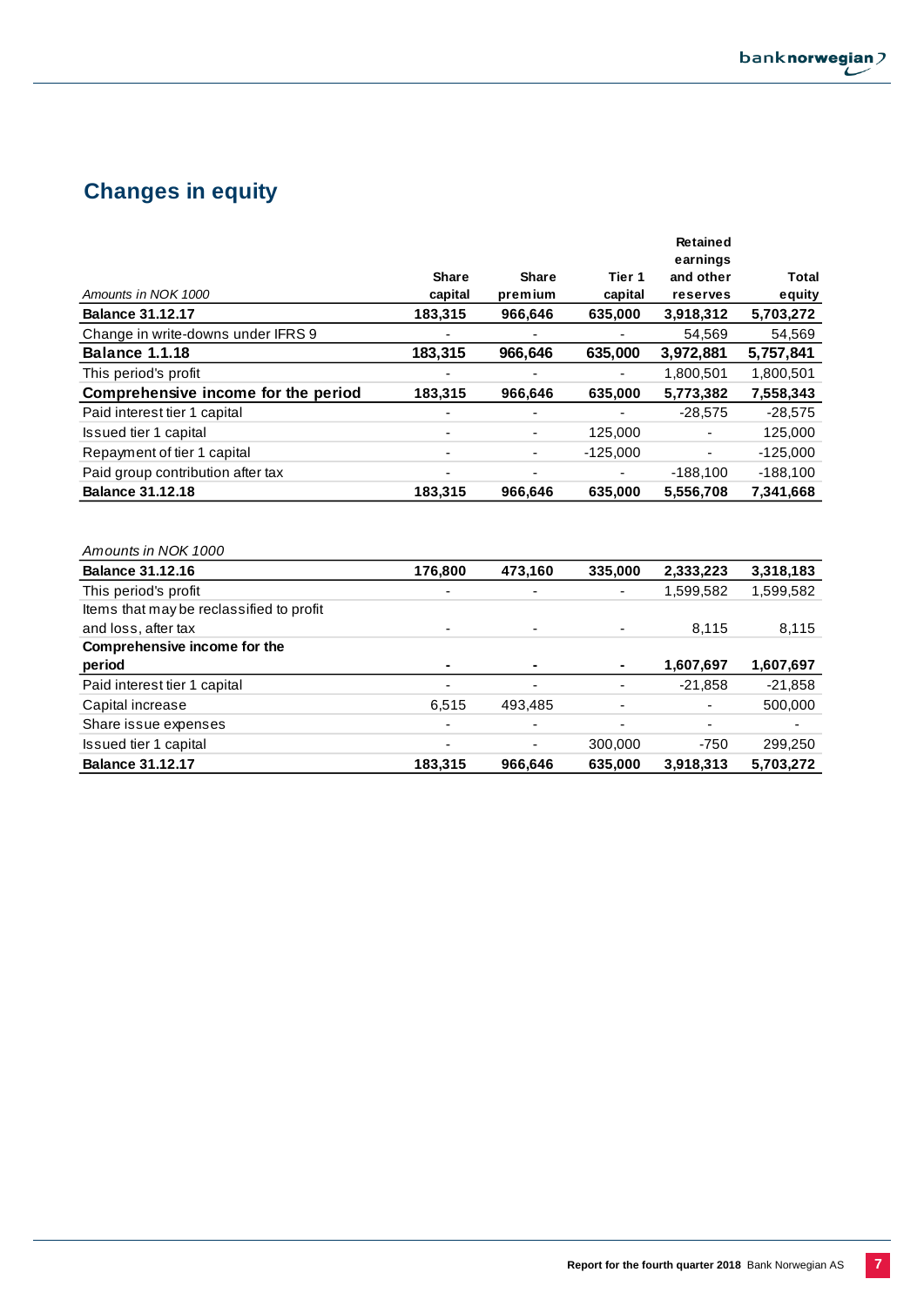## Changes in equity

| *Amounts in NOK 1000* | Share capital | Share premium | Tier 1 capital | Retained earnings and other reserves | Total equity |
|---|---|---|---|---|---|
| **Balance 31.12.17** | **183,315** | **966,646** | **635,000** | **3,918,312** | **5,703,272** |
| Change in write-downs under IFRS 9 | - | - | - | 54,569 | 54,569 |
| **Balance 1.1.18** | **183,315** | **966,646** | **635,000** | **3,972,881** | **5,757,841** |
| This period's profit | - | - | - | 1,800,501 | 1,800,501 |
| **Comprehensive income for the period** | **183,315** | **966,646** | **635,000** | **5,773,382** | **7,558,343** |
| Paid interest tier 1 capital | - | - | - | -28,575 | -28,575 |
| Issued tier 1 capital | - | - | 125,000 | - | 125,000 |
| Repayment of tier 1 capital | - | - | -125,000 | - | -125,000 |
| Paid group contribution after tax | - | - | - | -188,100 | -188,100 |
| **Balance 31.12.18** | **183,315** | **966,646** | **635,000** | **5,556,708** | **7,341,668** |

| *Amounts in NOK 1000* | Share capital | Share premium | Tier 1 capital | Retained earnings and other reserves | Total equity |
|---|---|---|---|---|---|
| **Balance 31.12.16** | **176,800** | **473,160** | **335,000** | **2,333,223** | **3,318,183** |
| This period's profit | - | - | - | 1,599,582 | 1,599,582 |
| Items that may be reclassified to profit and loss, after tax | - | - | - | 8,115 | 8,115 |
| **Comprehensive income for the period** | **-** | **-** | **-** | **1,607,697** | **1,607,697** |
| Paid interest tier 1 capital | - | - | - | -21,858 | -21,858 |
| Capital increase | 6,515 | 493,485 | - | - | 500,000 |
| Share issue expenses | - | - | - | - | - |
| Issued tier 1 capital | - | - | 300,000 | -750 | 299,250 |
| **Balance 31.12.17** | **183,315** | **966,646** | **635,000** | **3,918,313** | **5,703,272** |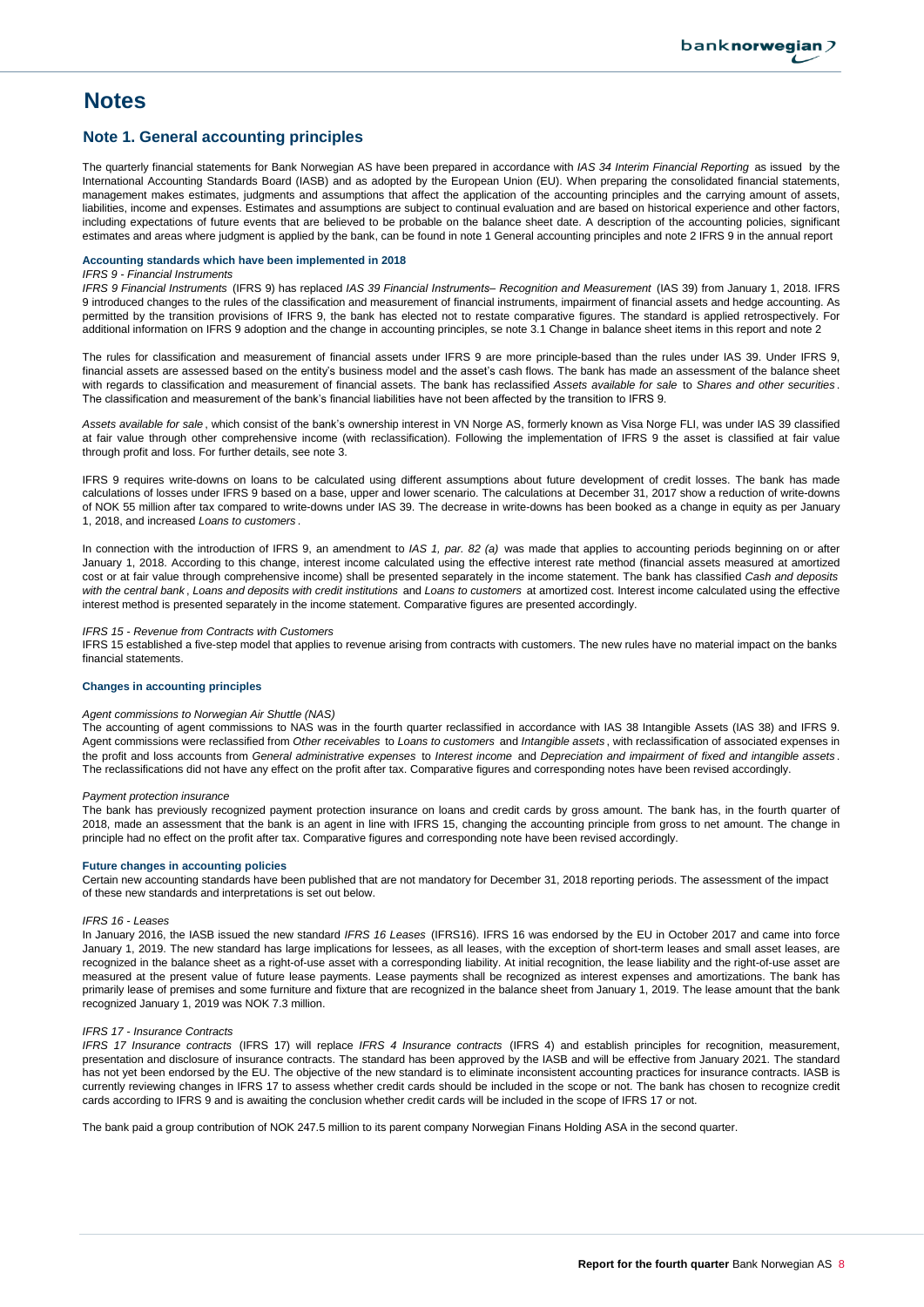# Notes

## Note 1. General accounting principles

The quarterly financial statements for Bank Norwegian AS have been prepared in accordance with *IAS 34 Interim Financial Reporting* as issued by the International Accounting Standards Board (IASB) and as adopted by the European Union (EU). When preparing the consolidated financial statements, management makes estimates, judgments and assumptions that affect the application of the accounting principles and the carrying amount of assets, liabilities, income and expenses. Estimates and assumptions are subject to continual evaluation and are based on historical experience and other factors, including expectations of future events that are believed to be probable on the balance sheet date. A description of the accounting policies, significant estimates and areas where judgment is applied by the bank, can be found in note 1 General accounting principles and note 2 IFRS 9 in the annual report

### Accounting standards which have been implemented in 2018

*IFRS 9 - Financial Instruments*

*IFRS 9 Financial Instruments* (IFRS 9) has replaced *IAS 39 Financial Instruments– Recognition and Measurement* (IAS 39) from January 1, 2018. IFRS 9 introduced changes to the rules of the classification and measurement of financial instruments, impairment of financial assets and hedge accounting. As permitted by the transition provisions of IFRS 9, the bank has elected not to restate comparative figures. The standard is applied retrospectively. For additional information on IFRS 9 adoption and the change in accounting principles, se note 3.1 Change in balance sheet items in this report and note 2

The rules for classification and measurement of financial assets under IFRS 9 are more principle-based than the rules under IAS 39. Under IFRS 9, financial assets are assessed based on the entity's business model and the asset's cash flows. The bank has made an assessment of the balance sheet with regards to classification and measurement of financial assets. The bank has reclassified *Assets available for sale* to *Shares and other securities*. The classification and measurement of the bank's financial liabilities have not been affected by the transition to IFRS 9.

*Assets available for sale*, which consist of the bank's ownership interest in VN Norge AS, formerly known as Visa Norge FLI, was under IAS 39 classified at fair value through other comprehensive income (with reclassification). Following the implementation of IFRS 9 the asset is classified at fair value through profit and loss. For further details, see note 3.

IFRS 9 requires write-downs on loans to be calculated using different assumptions about future development of credit losses. The bank has made calculations of losses under IFRS 9 based on a base, upper and lower scenario. The calculations at December 31, 2017 show a reduction of write-downs of NOK 55 million after tax compared to write-downs under IAS 39. The decrease in write-downs has been booked as a change in equity as per January 1, 2018, and increased *Loans to customers*.

In connection with the introduction of IFRS 9, an amendment to *IAS 1, par. 82 (a)* was made that applies to accounting periods beginning on or after January 1, 2018. According to this change, interest income calculated using the effective interest rate method (financial assets measured at amortized cost or at fair value through comprehensive income) shall be presented separately in the income statement. The bank has classified *Cash and deposits with the central bank*, *Loans and deposits with credit institutions* and *Loans to customers* at amortized cost. Interest income calculated using the effective interest method is presented separately in the income statement. Comparative figures are presented accordingly.

*IFRS 15 - Revenue from Contracts with Customers*

IFRS 15 established a five-step model that applies to revenue arising from contracts with customers. The new rules have no material impact on the banks financial statements.

### Changes in accounting principles

*Agent commissions to Norwegian Air Shuttle (NAS)*

The accounting of agent commissions to NAS was in the fourth quarter reclassified in accordance with IAS 38 Intangible Assets (IAS 38) and IFRS 9. Agent commissions were reclassified from *Other receivables* to *Loans to customers* and *Intangible assets*, with reclassification of associated expenses in the profit and loss accounts from *General administrative expenses* to *Interest income* and *Depreciation and impairment of fixed and intangible assets*. The reclassifications did not have any effect on the profit after tax. Comparative figures and corresponding notes have been revised accordingly.

*Payment protection insurance*

The bank has previously recognized payment protection insurance on loans and credit cards by gross amount. The bank has, in the fourth quarter of 2018, made an assessment that the bank is an agent in line with IFRS 15, changing the accounting principle from gross to net amount. The change in principle had no effect on the profit after tax. Comparative figures and corresponding note have been revised accordingly.

### Future changes in accounting policies

Certain new accounting standards have been published that are not mandatory for December 31, 2018 reporting periods. The assessment of the impact of these new standards and interpretations is set out below.

*IFRS 16 - Leases*

In January 2016, the IASB issued the new standard *IFRS 16 Leases* (IFRS16). IFRS 16 was endorsed by the EU in October 2017 and came into force January 1, 2019. The new standard has large implications for lessees, as all leases, with the exception of short-term leases and small asset leases, are recognized in the balance sheet as a right-of-use asset with a corresponding liability. At initial recognition, the lease liability and the right-of-use asset are measured at the present value of future lease payments. Lease payments shall be recognized as interest expenses and amortizations. The bank has primarily lease of premises and some furniture and fixture that are recognized in the balance sheet from January 1, 2019. The lease amount that the bank recognized January 1, 2019 was NOK 7.3 million.

*IFRS 17 - Insurance Contracts*

*IFRS 17 Insurance contracts* (IFRS 17) will replace *IFRS 4 Insurance contracts* (IFRS 4) and establish principles for recognition, measurement, presentation and disclosure of insurance contracts. The standard has been approved by the IASB and will be effective from January 2021. The standard has not yet been endorsed by the EU. The objective of the new standard is to eliminate inconsistent accounting practices for insurance contracts. IASB is currently reviewing changes in IFRS 17 to assess whether credit cards should be included in the scope or not. The bank has chosen to recognize credit cards according to IFRS 9 and is awaiting the conclusion whether credit cards will be included in the scope of IFRS 17 or not.

The bank paid a group contribution of NOK 247.5 million to its parent company Norwegian Finans Holding ASA in the second quarter.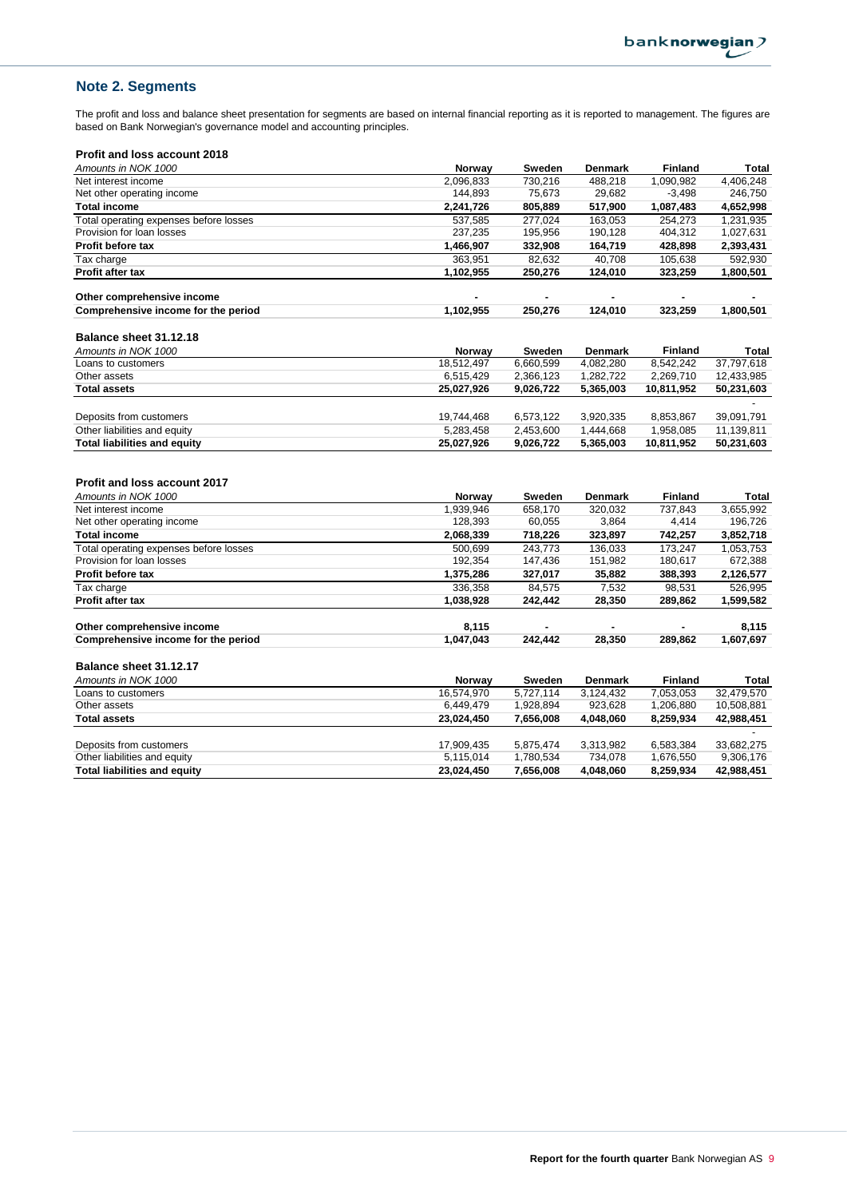## Note 2. Segments

The profit and loss and balance sheet presentation for segments are based on internal financial reporting as it is reported to management. The figures are based on Bank Norwegian's governance model and accounting principles.

### Profit and loss account 2018

| *Amounts in NOK 1000* | Norway | Sweden | Denmark | Finland | Total |
|---|---|---|---|---|---|
| Net interest income | 2,096,833 | 730,216 | 488,218 | 1,090,982 | 4,406,248 |
| Net other operating income | 144,893 | 75,673 | 29,682 | -3,498 | 246,750 |
| **Total income** | **2,241,726** | **805,889** | **517,900** | **1,087,483** | **4,652,998** |
| Total operating expenses before losses | 537,585 | 277,024 | 163,053 | 254,273 | 1,231,935 |
| Provision for loan losses | 237,235 | 195,956 | 190,128 | 404,312 | 1,027,631 |
| **Profit before tax** | **1,466,907** | **332,908** | **164,719** | **428,898** | **2,393,431** |
| Tax charge | 363,951 | 82,632 | 40,708 | 105,638 | 592,930 |
| **Profit after tax** | **1,102,955** | **250,276** | **124,010** | **323,259** | **1,800,501** |
| | | | | | |
| **Other comprehensive income** | **-** | **-** | **-** | **-** | **-** |
| **Comprehensive income for the period** | **1,102,955** | **250,276** | **124,010** | **323,259** | **1,800,501** |

### Balance sheet 31.12.18

| *Amounts in NOK 1000* | Norway | Sweden | Denmark | Finland | Total |
|---|---|---|---|---|---|
| Loans to customers | 18,512,497 | 6,660,599 | 4,082,280 | 8,542,242 | 37,797,618 |
| Other assets | 6,515,429 | 2,366,123 | 1,282,722 | 2,269,710 | 12,433,985 |
| **Total assets** | **25,027,926** | **9,026,722** | **5,365,003** | **10,811,952** | **50,231,603** |
| | | | | | - |
| Deposits from customers | 19,744,468 | 6,573,122 | 3,920,335 | 8,853,867 | 39,091,791 |
| Other liabilities and equity | 5,283,458 | 2,453,600 | 1,444,668 | 1,958,085 | 11,139,811 |
| **Total liabilities and equity** | **25,027,926** | **9,026,722** | **5,365,003** | **10,811,952** | **50,231,603** |

### Profit and loss account 2017

| *Amounts in NOK 1000* | Norway | Sweden | Denmark | Finland | Total |
|---|---|---|---|---|---|
| Net interest income | 1,939,946 | 658,170 | 320,032 | 737,843 | 3,655,992 |
| Net other operating income | 128,393 | 60,055 | 3,864 | 4,414 | 196,726 |
| **Total income** | **2,068,339** | **718,226** | **323,897** | **742,257** | **3,852,718** |
| Total operating expenses before losses | 500,699 | 243,773 | 136,033 | 173,247 | 1,053,753 |
| Provision for loan losses | 192,354 | 147,436 | 151,982 | 180,617 | 672,388 |
| **Profit before tax** | **1,375,286** | **327,017** | **35,882** | **388,393** | **2,126,577** |
| Tax charge | 336,358 | 84,575 | 7,532 | 98,531 | 526,995 |
| **Profit after tax** | **1,038,928** | **242,442** | **28,350** | **289,862** | **1,599,582** |
| | | | | | |
| **Other comprehensive income** | **8,115** | **-** | **-** | **-** | **8,115** |
| **Comprehensive income for the period** | **1,047,043** | **242,442** | **28,350** | **289,862** | **1,607,697** |

### Balance sheet 31.12.17

| *Amounts in NOK 1000* | Norway | Sweden | Denmark | Finland | Total |
|---|---|---|---|---|---|
| Loans to customers | 16,574,970 | 5,727,114 | 3,124,432 | 7,053,053 | 32,479,570 |
| Other assets | 6,449,479 | 1,928,894 | 923,628 | 1,206,880 | 10,508,881 |
| **Total assets** | **23,024,450** | **7,656,008** | **4,048,060** | **8,259,934** | **42,988,451** |
| | | | | | - |
| Deposits from customers | 17,909,435 | 5,875,474 | 3,313,982 | 6,583,384 | 33,682,275 |
| Other liabilities and equity | 5,115,014 | 1,780,534 | 734,078 | 1,676,550 | 9,306,176 |
| **Total liabilities and equity** | **23,024,450** | **7,656,008** | **4,048,060** | **8,259,934** | **42,988,451** |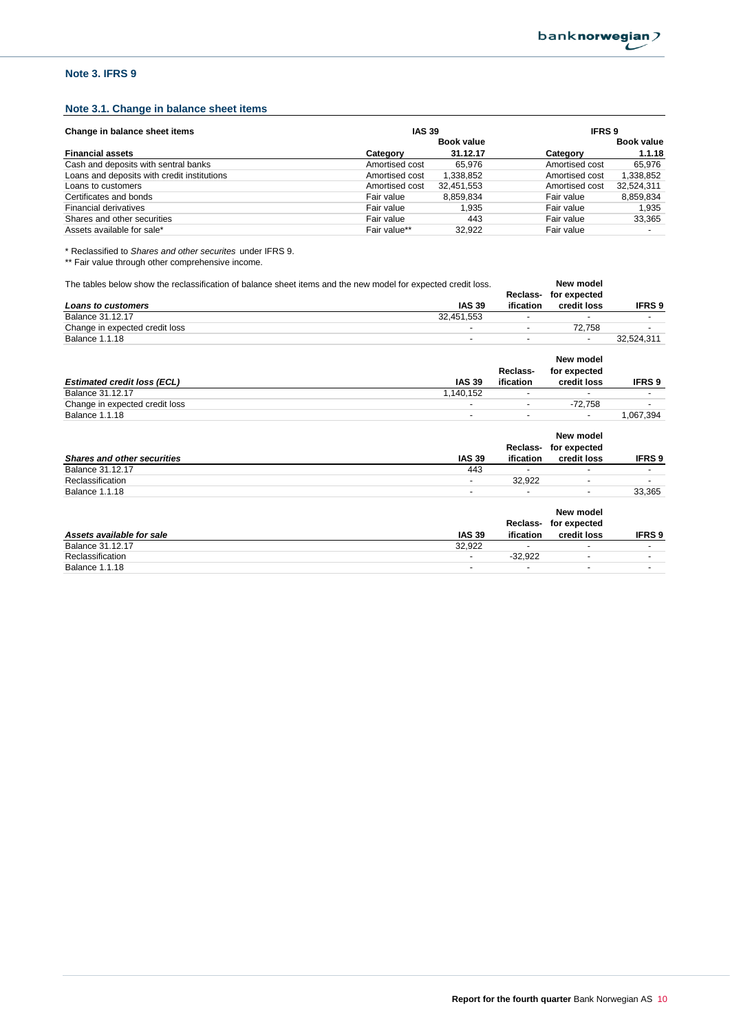## Note 3. IFRS 9

### Note 3.1. Change in balance sheet items

| Change in balance sheet items | IAS 39 | | IFRS 9 | |
|---|---|---|---|---|
| | | Book value | | Book value |
| **Financial assets** | **Category** | **31.12.17** | **Category** | **1.1.18** |
| Cash and deposits with sentral banks | Amortised cost | 65,976 | Amortised cost | 65,976 |
| Loans and deposits with credit institutions | Amortised cost | 1,338,852 | Amortised cost | 1,338,852 |
| Loans to customers | Amortised cost | 32,451,553 | Amortised cost | 32,524,311 |
| Certificates and bonds | Fair value | 8,859,834 | Fair value | 8,859,834 |
| Financial derivatives | Fair value | 1,935 | Fair value | 1,935 |
| Shares and other securities | Fair value | 443 | Fair value | 33,365 |
| Assets available for sale* | Fair value** | 32,922 | Fair value | - |

\* Reclassified to *Shares and other securites* under IFRS 9.
\*\* Fair value through other comprehensive income.

The tables below show the reclassification of balance sheet items and the new model for expected credit loss.

| *Loans to customers* | IAS 39 | Reclass-ification | New model for expected credit loss | IFRS 9 |
|---|---|---|---|---|
| Balance 31.12.17 | 32,451,553 | - | - | - |
| Change in expected credit loss | - | - | 72,758 | - |
| Balance 1.1.18 | - | - | - | 32,524,311 |

| *Estimated credit loss (ECL)* | IAS 39 | Reclass-ification | New model for expected credit loss | IFRS 9 |
|---|---|---|---|---|
| Balance 31.12.17 | 1,140,152 | - | - | - |
| Change in expected credit loss | - | - | -72,758 | - |
| Balance 1.1.18 | - | - | - | 1,067,394 |

| *Shares and other securities* | IAS 39 | Reclass-ification | New model for expected credit loss | IFRS 9 |
|---|---|---|---|---|
| Balance 31.12.17 | 443 | - | - | - |
| Reclassification | - | 32,922 | - | - |
| Balance 1.1.18 | - | - | - | 33,365 |

| *Assets available for sale* | IAS 39 | Reclass-ification | New model for expected credit loss | IFRS 9 |
|---|---|---|---|---|
| Balance 31.12.17 | 32,922 | - | - | - |
| Reclassification | - | -32,922 | - | - |
| Balance 1.1.18 | - | - | - | - |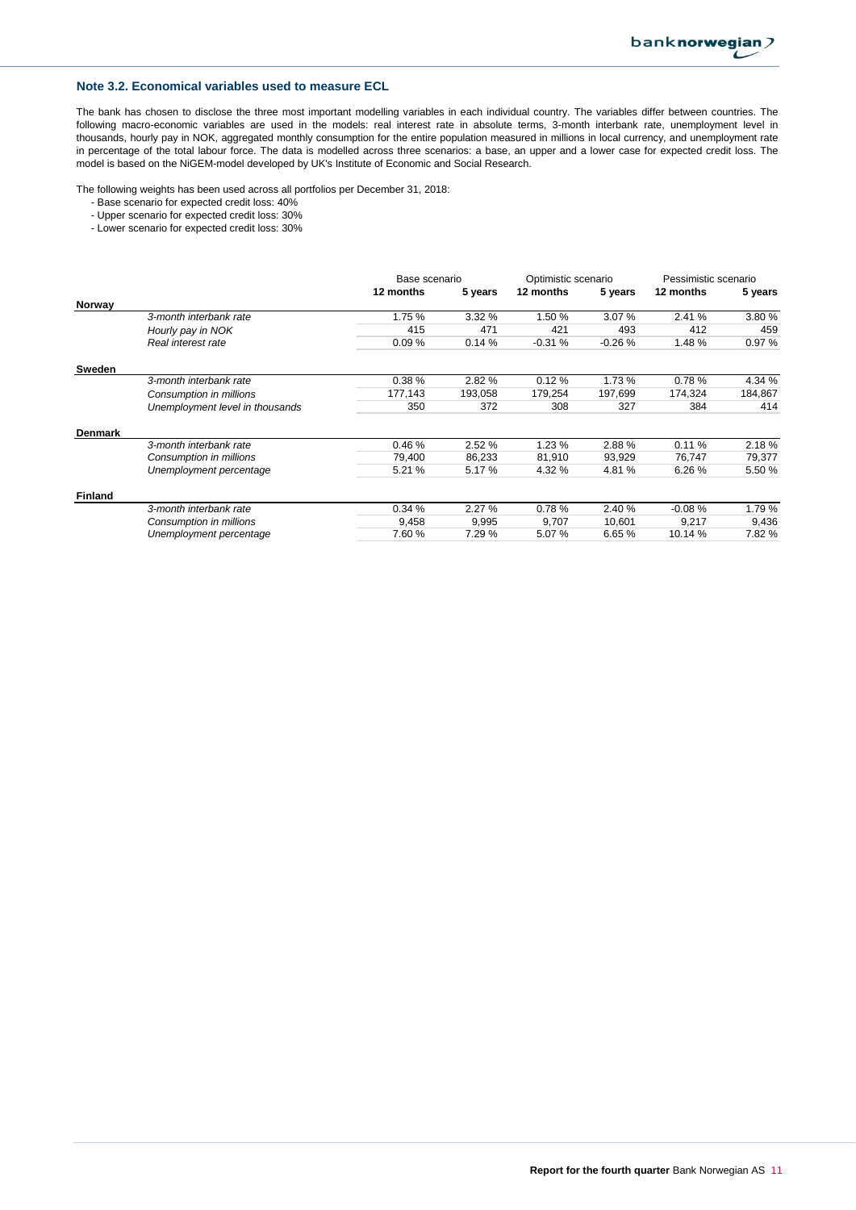### Note 3.2. Economical variables used to measure ECL

The bank has chosen to disclose the three most important modelling variables in each individual country. The variables differ between countries. The following macro-economic variables are used in the models: real interest rate in absolute terms, 3-month interbank rate, unemployment level in thousands, hourly pay in NOK, aggregated monthly consumption for the entire population measured in millions in local currency, and unemployment rate in percentage of the total labour force. The data is modelled across three scenarios: a base, an upper and a lower case for expected credit loss. The model is based on the NiGEM-model developed by UK's Institute of Economic and Social Research.

The following weights has been used across all portfolios per December 31, 2018:

- Base scenario for expected credit loss: 40%
- Upper scenario for expected credit loss: 30%
- Lower scenario for expected credit loss: 30%

| | | Base scenario | | Optimistic scenario | | Pessimistic scenario | |
|---|---|---|---|---|---|---|---|
| | | **12 months** | **5 years** | **12 months** | **5 years** | **12 months** | **5 years** |
| **Norway** | | | | | | | |
| | *3-month interbank rate* | 1.75 % | 3.32 % | 1.50 % | 3.07 % | 2.41 % | 3.80 % |
| | *Hourly pay in NOK* | 415 | 471 | 421 | 493 | 412 | 459 |
| | *Real interest rate* | 0.09 % | 0.14 % | -0.31 % | -0.26 % | 1.48 % | 0.97 % |
| **Sweden** | | | | | | | |
| | *3-month interbank rate* | 0.38 % | 2.82 % | 0.12 % | 1.73 % | 0.78 % | 4.34 % |
| | *Consumption in millions* | 177,143 | 193,058 | 179,254 | 197,699 | 174,324 | 184,867 |
| | *Unemployment level in thousands* | 350 | 372 | 308 | 327 | 384 | 414 |
| **Denmark** | | | | | | | |
| | *3-month interbank rate* | 0.46 % | 2.52 % | 1.23 % | 2.88 % | 0.11 % | 2.18 % |
| | *Consumption in millions* | 79,400 | 86,233 | 81,910 | 93,929 | 76,747 | 79,377 |
| | *Unemployment percentage* | 5.21 % | 5.17 % | 4.32 % | 4.81 % | 6.26 % | 5.50 % |
| **Finland** | | | | | | | |
| | *3-month interbank rate* | 0.34 % | 2.27 % | 0.78 % | 2.40 % | -0.08 % | 1.79 % |
| | *Consumption in millions* | 9,458 | 9,995 | 9,707 | 10,601 | 9,217 | 9,436 |
| | *Unemployment percentage* | 7.60 % | 7.29 % | 5.07 % | 6.65 % | 10.14 % | 7.82 % |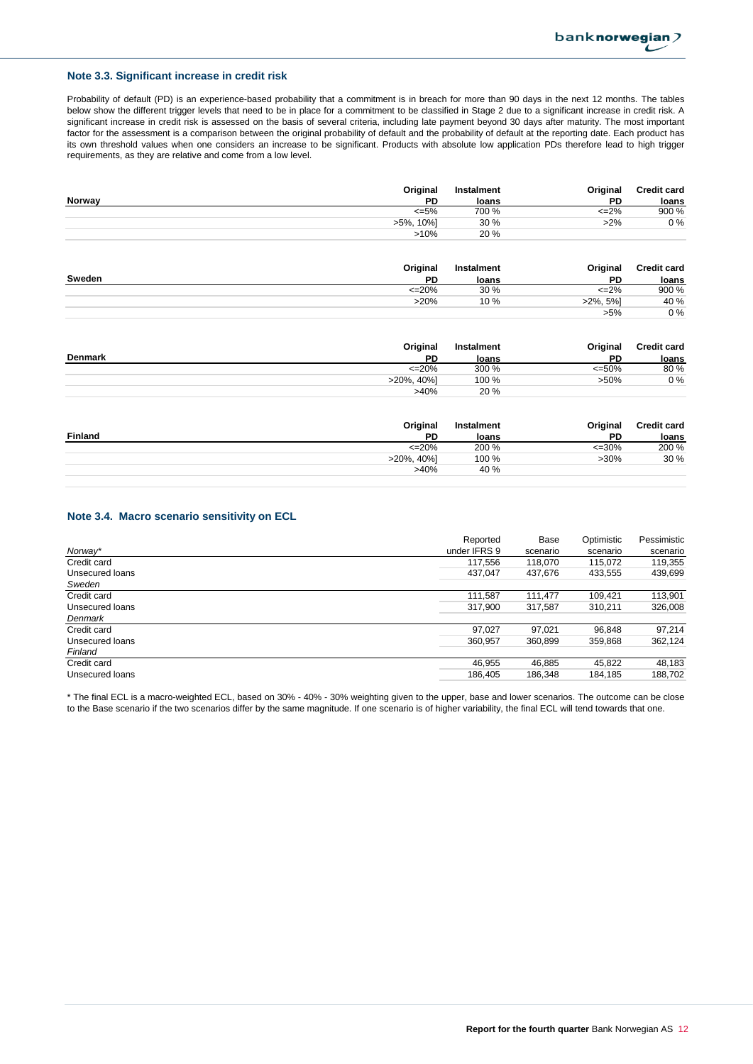### Note 3.3. Significant increase in credit risk

Probability of default (PD) is an experience-based probability that a commitment is in breach for more than 90 days in the next 12 months. The tables below show the different trigger levels that need to be in place for a commitment to be classified in Stage 2 due to a significant increase in credit risk. A significant increase in credit risk is assessed on the basis of several criteria, including late payment beyond 30 days after maturity. The most important factor for the assessment is a comparison between the original probability of default and the probability of default at the reporting date. Each product has its own threshold values when one considers an increase to be significant. Products with absolute low application PDs therefore lead to high trigger requirements, as they are relative and come from a low level.

| Norway | Original PD | Instalment loans | Original PD | Credit card loans |
|---|---|---|---|---|
| | <=5% | 700 % | <=2% | 900 % |
| | >5%, 10%] | 30 % | >2% | 0 % |
| | >10% | 20 % | | |

| Sweden | Original PD | Instalment loans | Original PD | Credit card loans |
|---|---|---|---|---|
| | <=20% | 30 % | <=2% | 900 % |
| | >20% | 10 % | >2%, 5%] | 40 % |
| | | | >5% | 0 % |

| Denmark | Original PD | Instalment loans | Original PD | Credit card loans |
|---|---|---|---|---|
| | <=20% | 300 % | <=50% | 80 % |
| | >20%, 40%] | 100 % | >50% | 0 % |
| | >40% | 20 % | | |

| Finland | Original PD | Instalment loans | Original PD | Credit card loans |
|---|---|---|---|---|
| | <=20% | 200 % | <=30% | 200 % |
| | >20%, 40%] | 100 % | >30% | 30 % |
| | >40% | 40 % | | |

### Note 3.4. Macro scenario sensitivity on ECL

| *Norway** | Reported under IFRS 9 | Base scenario | Optimistic scenario | Pessimistic scenario |
|---|---|---|---|---|
| Credit card | 117,556 | 118,070 | 115,072 | 119,355 |
| Unsecured loans | 437,047 | 437,676 | 433,555 | 439,699 |
| *Sweden* | | | | |
| Credit card | 111,587 | 111,477 | 109,421 | 113,901 |
| Unsecured loans | 317,900 | 317,587 | 310,211 | 326,008 |
| *Denmark* | | | | |
| Credit card | 97,027 | 97,021 | 96,848 | 97,214 |
| Unsecured loans | 360,957 | 360,899 | 359,868 | 362,124 |
| *Finland* | | | | |
| Credit card | 46,955 | 46,885 | 45,822 | 48,183 |
| Unsecured loans | 186,405 | 186,348 | 184,185 | 188,702 |

* The final ECL is a macro-weighted ECL, based on 30% - 40% - 30% weighting given to the upper, base and lower scenarios. The outcome can be close to the Base scenario if the two scenarios differ by the same magnitude. If one scenario is of higher variability, the final ECL will tend towards that one.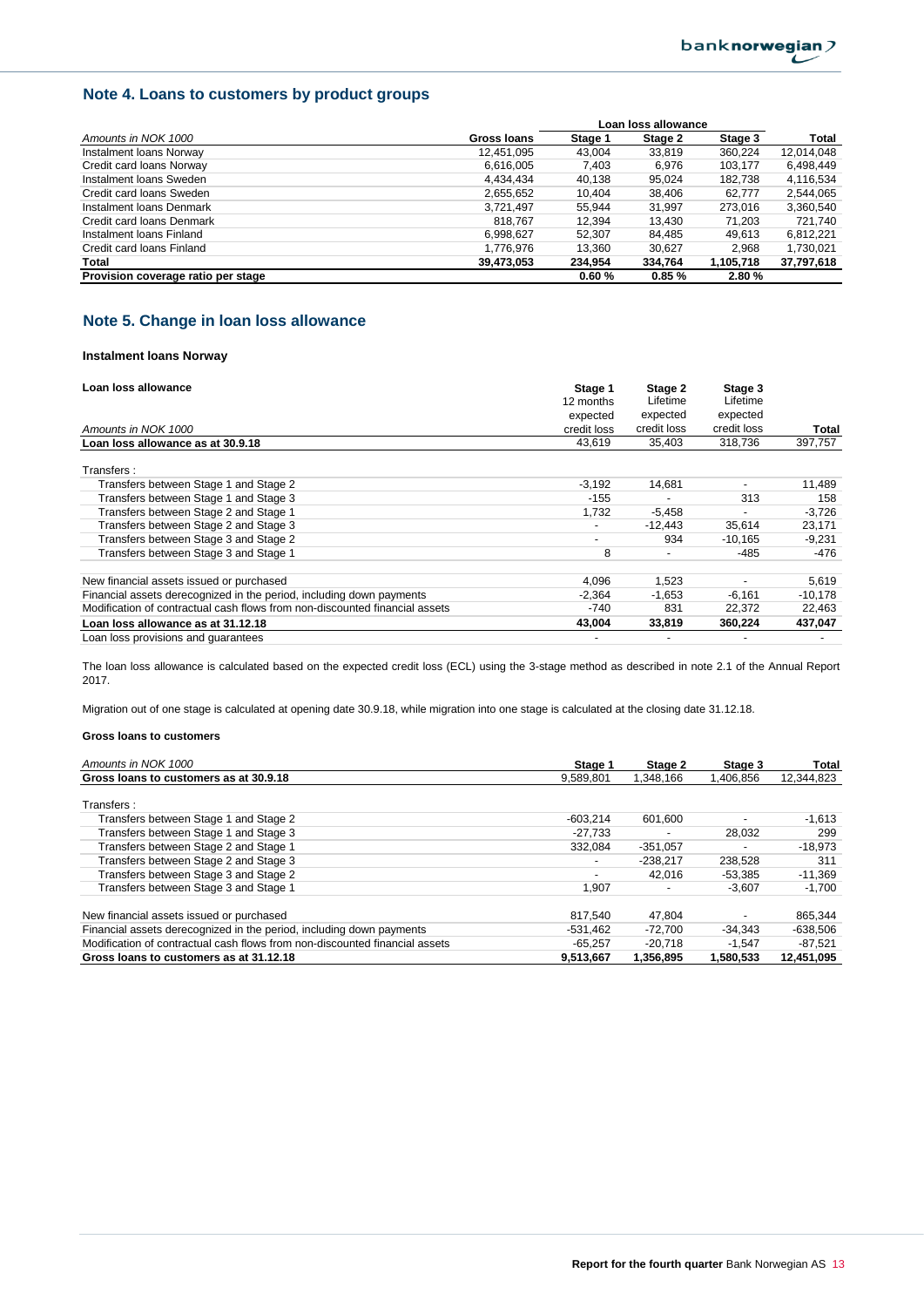## Note 4. Loans to customers by product groups

| Amounts in NOK 1000 | Gross loans | Loan loss allowance Stage 1 | Stage 2 | Stage 3 | Total |
|---|---|---|---|---|---|
| Instalment loans Norway | 12,451,095 | 43,004 | 33,819 | 360,224 | 12,014,048 |
| Credit card loans Norway | 6,616,005 | 7,403 | 6,976 | 103,177 | 6,498,449 |
| Instalment loans Sweden | 4,434,434 | 40,138 | 95,024 | 182,738 | 4,116,534 |
| Credit card loans Sweden | 2,655,652 | 10,404 | 38,406 | 62,777 | 2,544,065 |
| Instalment loans Denmark | 3,721,497 | 55,944 | 31,997 | 273,016 | 3,360,540 |
| Credit card loans Denmark | 818,767 | 12,394 | 13,430 | 71,203 | 721,740 |
| Instalment loans Finland | 6,998,627 | 52,307 | 84,485 | 49,613 | 6,812,221 |
| Credit card loans Finland | 1,776,976 | 13,360 | 30,627 | 2,968 | 1,730,021 |
| **Total** | **39,473,053** | **234,954** | **334,764** | **1,105,718** | **37,797,618** |
| **Provision coverage ratio per stage** | | **0.60 %** | **0.85 %** | **2.80 %** | |

## Note 5. Change in loan loss allowance

### Instalment loans Norway

| Loan loss allowance<br>Amounts in NOK 1000 | Stage 1<br>12 months expected credit loss | Stage 2<br>Lifetime expected credit loss | Stage 3<br>Lifetime expected credit loss | Total |
|---|---|---|---|---|
| **Loan loss allowance as at 30.9.18** | 43,619 | 35,403 | 318,736 | 397,757 |
| Transfers : | | | | |
| Transfers between Stage 1 and Stage 2 | -3,192 | 14,681 | - | 11,489 |
| Transfers between Stage 1 and Stage 3 | -155 | - | 313 | 158 |
| Transfers between Stage 2 and Stage 1 | 1,732 | -5,458 | - | -3,726 |
| Transfers between Stage 2 and Stage 3 | - | -12,443 | 35,614 | 23,171 |
| Transfers between Stage 3 and Stage 2 | - | 934 | -10,165 | -9,231 |
| Transfers between Stage 3 and Stage 1 | 8 | - | -485 | -476 |
| New financial assets issued or purchased | 4,096 | 1,523 | - | 5,619 |
| Financial assets derecognized in the period, including down payments | -2,364 | -1,653 | -6,161 | -10,178 |
| Modification of contractual cash flows from non-discounted financial assets | -740 | 831 | 22,372 | 22,463 |
| **Loan loss allowance as at 31.12.18** | **43,004** | **33,819** | **360,224** | **437,047** |
| Loan loss provisions and guarantees | - | - | - | - |

The loan loss allowance is calculated based on the expected credit loss (ECL) using the 3-stage method as described in note 2.1 of the Annual Report 2017.

Migration out of one stage is calculated at opening date 30.9.18, while migration into one stage is calculated at the closing date 31.12.18.

#### Gross loans to customers

| Amounts in NOK 1000 | Stage 1 | Stage 2 | Stage 3 | Total |
|---|---|---|---|---|
| **Gross loans to customers as at 30.9.18** | 9,589,801 | 1,348,166 | 1,406,856 | 12,344,823 |
| Transfers : | | | | |
| Transfers between Stage 1 and Stage 2 | -603,214 | 601,600 | - | -1,613 |
| Transfers between Stage 1 and Stage 3 | -27,733 | - | 28,032 | 299 |
| Transfers between Stage 2 and Stage 1 | 332,084 | -351,057 | - | -18,973 |
| Transfers between Stage 2 and Stage 3 | - | -238,217 | 238,528 | 311 |
| Transfers between Stage 3 and Stage 2 | - | 42,016 | -53,385 | -11,369 |
| Transfers between Stage 3 and Stage 1 | 1,907 | - | -3,607 | -1,700 |
| New financial assets issued or purchased | 817,540 | 47,804 | - | 865,344 |
| Financial assets derecognized in the period, including down payments | -531,462 | -72,700 | -34,343 | -638,506 |
| Modification of contractual cash flows from non-discounted financial assets | -65,257 | -20,718 | -1,547 | -87,521 |
| **Gross loans to customers as at 31.12.18** | **9,513,667** | **1,356,895** | **1,580,533** | **12,451,095** |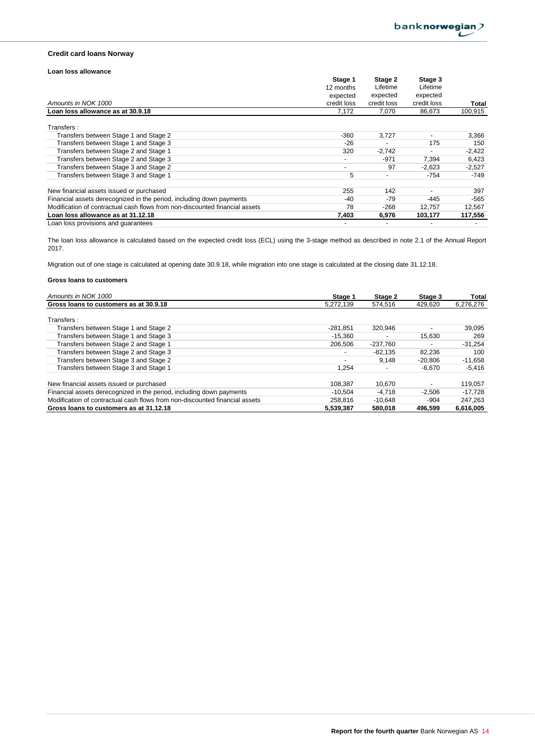### Credit card loans Norway

#### Loan loss allowance

| *Amounts in NOK 1000* | Stage 1 12 months expected credit loss | Stage 2 Lifetime expected credit loss | Stage 3 Lifetime expected credit loss | Total |
|---|---|---|---|---|
| **Loan loss allowance as at 30.9.18** | 7,172 | 7,070 | 86,673 | 100,915 |
| | | | | |
| Transfers : | | | | |
| Transfers between Stage 1 and Stage 2 | -360 | 3,727 | - | 3,366 |
| Transfers between Stage 1 and Stage 3 | -26 | - | 175 | 150 |
| Transfers between Stage 2 and Stage 1 | 320 | -2,742 | - | -2,422 |
| Transfers between Stage 2 and Stage 3 | - | -971 | 7,394 | 6,423 |
| Transfers between Stage 3 and Stage 2 | - | 97 | -2,623 | -2,527 |
| Transfers between Stage 3 and Stage 1 | 5 | - | -754 | -749 |
| | | | | |
| New financial assets issued or purchased | 255 | 142 | - | 397 |
| Financial assets derecognized in the period, including down payments | -40 | -79 | -445 | -565 |
| Modification of contractual cash flows from non-discounted financial assets | 78 | -268 | 12,757 | 12,567 |
| **Loan loss allowance as at 31.12.18** | **7,403** | **6,976** | **103,177** | **117,556** |
| Loan loss provisions and guarantees | - | - | - | - |

The loan loss allowance is calculated based on the expected credit loss (ECL) using the 3-stage method as described in note 2.1 of the Annual Report 2017.

Migration out of one stage is calculated at opening date 30.9.18, while migration into one stage is calculated at the closing date 31.12.18.

#### Gross loans to customers

| *Amounts in NOK 1000* | Stage 1 | Stage 2 | Stage 3 | Total |
|---|---|---|---|---|
| **Gross loans to customers as at 30.9.18** | 5,272,139 | 574,516 | 429,620 | 6,276,276 |
| | | | | |
| Transfers : | | | | |
| Transfers between Stage 1 and Stage 2 | -281,851 | 320,946 | - | 39,095 |
| Transfers between Stage 1 and Stage 3 | -15,360 | - | 15,630 | 269 |
| Transfers between Stage 2 and Stage 1 | 206,506 | -237,760 | - | -31,254 |
| Transfers between Stage 2 and Stage 3 | - | -82,135 | 82,236 | 100 |
| Transfers between Stage 3 and Stage 2 | - | 9,148 | -20,806 | -11,658 |
| Transfers between Stage 3 and Stage 1 | 1,254 | - | -6,670 | -5,416 |
| | | | | |
| New financial assets issued or purchased | 108,387 | 10,670 | - | 119,057 |
| Financial assets derecognized in the period, including down payments | -10,504 | -4,718 | -2,506 | -17,728 |
| Modification of contractual cash flows from non-discounted financial assets | 258,816 | -10,648 | -904 | 247,263 |
| **Gross loans to customers as at 31.12.18** | **5,539,387** | **580,018** | **496,599** | **6,616,005** |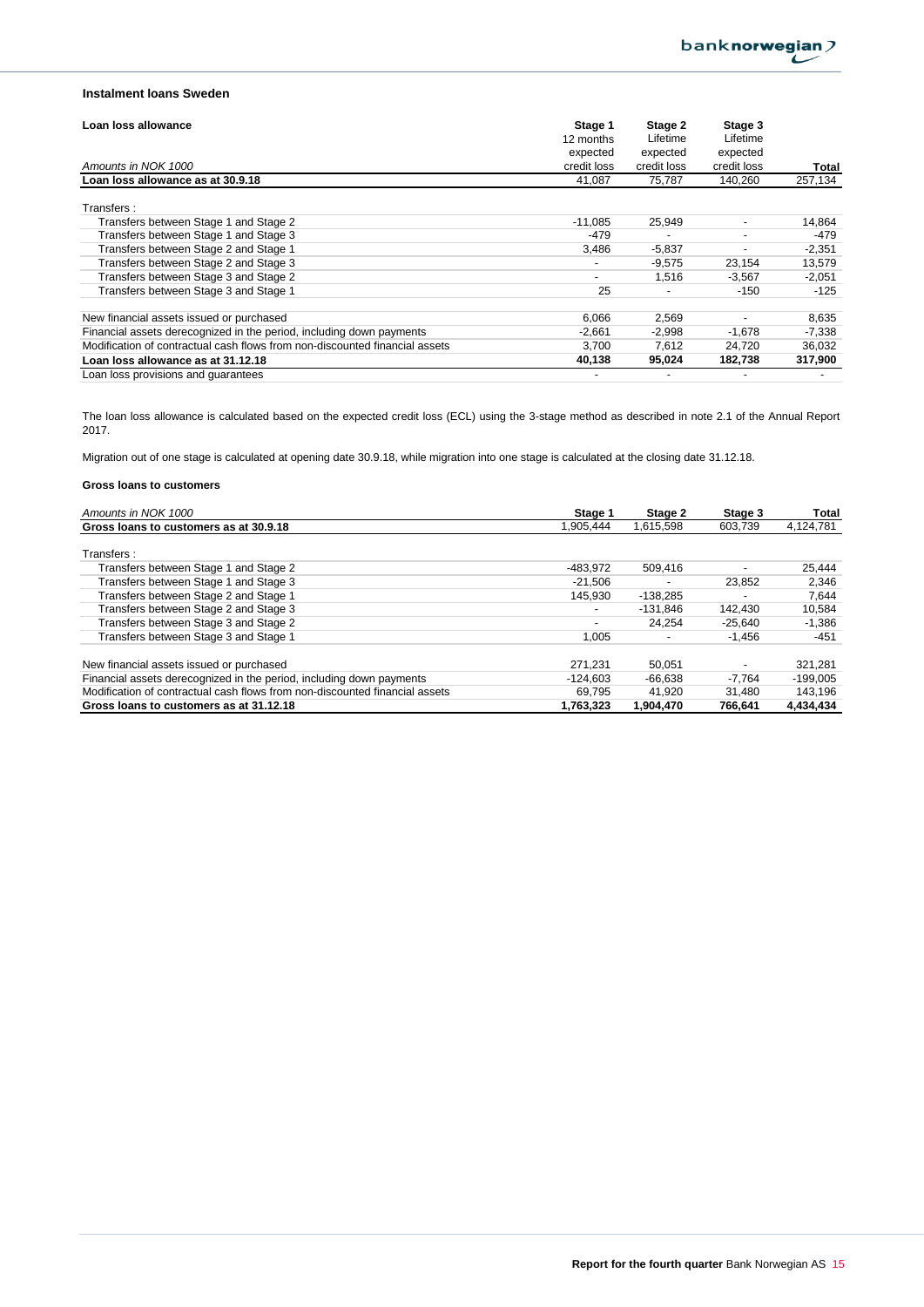### Instalment loans Sweden

| Loan loss allowance<br>*Amounts in NOK 1000* | Stage 1<br>12 months expected credit loss | Stage 2<br>Lifetime expected credit loss | Stage 3<br>Lifetime expected credit loss | Total |
|---|---|---|---|---|
| **Loan loss allowance as at 30.9.18** | 41,087 | 75,787 | 140,260 | 257,134 |
| Transfers : | | | | |
| Transfers between Stage 1 and Stage 2 | -11,085 | 25,949 | - | 14,864 |
| Transfers between Stage 1 and Stage 3 | -479 | - | - | -479 |
| Transfers between Stage 2 and Stage 1 | 3,486 | -5,837 | - | -2,351 |
| Transfers between Stage 2 and Stage 3 | - | -9,575 | 23,154 | 13,579 |
| Transfers between Stage 3 and Stage 2 | - | 1,516 | -3,567 | -2,051 |
| Transfers between Stage 3 and Stage 1 | 25 | - | -150 | -125 |
| New financial assets issued or purchased | 6,066 | 2,569 | - | 8,635 |
| Financial assets derecognized in the period, including down payments | -2,661 | -2,998 | -1,678 | -7,338 |
| Modification of contractual cash flows from non-discounted financial assets | 3,700 | 7,612 | 24,720 | 36,032 |
| **Loan loss allowance as at 31.12.18** | **40,138** | **95,024** | **182,738** | **317,900** |
| Loan loss provisions and guarantees | - | - | - | - |

The loan loss allowance is calculated based on the expected credit loss (ECL) using the 3-stage method as described in note 2.1 of the Annual Report 2017.

Migration out of one stage is calculated at opening date 30.9.18, while migration into one stage is calculated at the closing date 31.12.18.

#### Gross loans to customers

| *Amounts in NOK 1000* | Stage 1 | Stage 2 | Stage 3 | Total |
|---|---|---|---|---|
| **Gross loans to customers as at 30.9.18** | 1,905,444 | 1,615,598 | 603,739 | 4,124,781 |
| Transfers : | | | | |
| Transfers between Stage 1 and Stage 2 | -483,972 | 509,416 | - | 25,444 |
| Transfers between Stage 1 and Stage 3 | -21,506 | - | 23,852 | 2,346 |
| Transfers between Stage 2 and Stage 1 | 145,930 | -138,285 | - | 7,644 |
| Transfers between Stage 2 and Stage 3 | - | -131,846 | 142,430 | 10,584 |
| Transfers between Stage 3 and Stage 2 | - | 24,254 | -25,640 | -1,386 |
| Transfers between Stage 3 and Stage 1 | 1,005 | - | -1,456 | -451 |
| New financial assets issued or purchased | 271,231 | 50,051 | - | 321,281 |
| Financial assets derecognized in the period, including down payments | -124,603 | -66,638 | -7,764 | -199,005 |
| Modification of contractual cash flows from non-discounted financial assets | 69,795 | 41,920 | 31,480 | 143,196 |
| **Gross loans to customers as at 31.12.18** | **1,763,323** | **1,904,470** | **766,641** | **4,434,434** |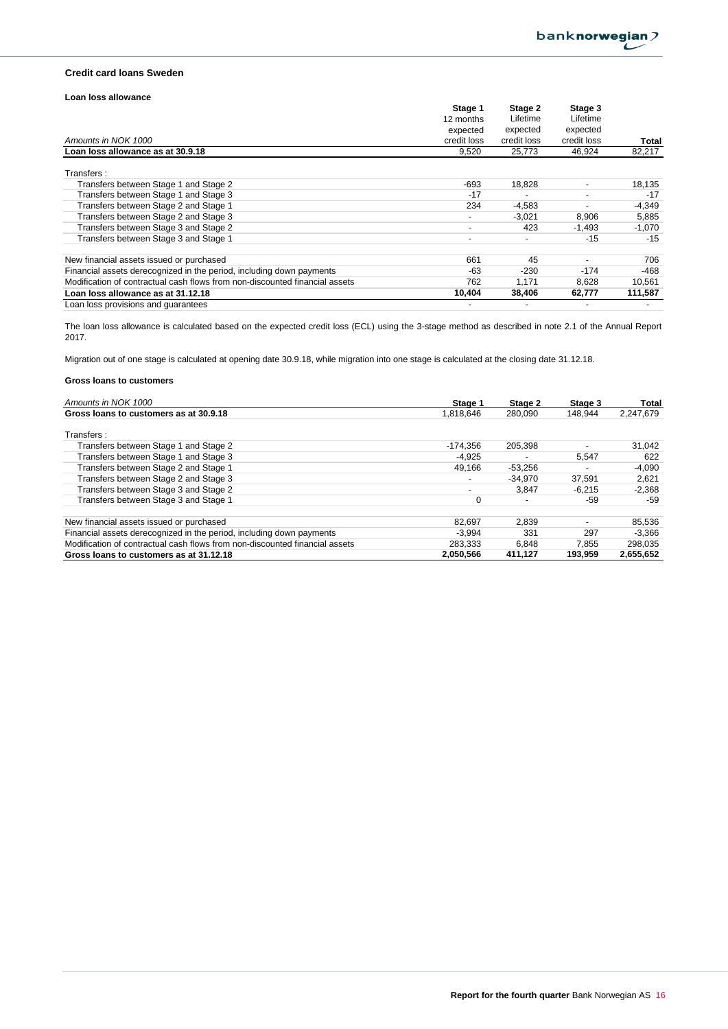### Credit card loans Sweden

#### Loan loss allowance

| *Amounts in NOK 1000* | Stage 1 12 months expected credit loss | Stage 2 Lifetime expected credit loss | Stage 3 Lifetime expected credit loss | Total |
|---|---|---|---|---|
| **Loan loss allowance as at 30.9.18** | 9,520 | 25,773 | 46,924 | 82,217 |
| Transfers : | | | | |
| Transfers between Stage 1 and Stage 2 | -693 | 18,828 | - | 18,135 |
| Transfers between Stage 1 and Stage 3 | -17 | - | - | -17 |
| Transfers between Stage 2 and Stage 1 | 234 | -4,583 | - | -4,349 |
| Transfers between Stage 2 and Stage 3 | - | -3,021 | 8,906 | 5,885 |
| Transfers between Stage 3 and Stage 2 | - | 423 | -1,493 | -1,070 |
| Transfers between Stage 3 and Stage 1 | - | - | -15 | -15 |
| New financial assets issued or purchased | 661 | 45 | - | 706 |
| Financial assets derecognized in the period, including down payments | -63 | -230 | -174 | -468 |
| Modification of contractual cash flows from non-discounted financial assets | 762 | 1,171 | 8,628 | 10,561 |
| **Loan loss allowance as at 31.12.18** | **10,404** | **38,406** | **62,777** | **111,587** |
| Loan loss provisions and guarantees | - | - | - | - |

The loan loss allowance is calculated based on the expected credit loss (ECL) using the 3-stage method as described in note 2.1 of the Annual Report 2017.

Migration out of one stage is calculated at opening date 30.9.18, while migration into one stage is calculated at the closing date 31.12.18.

#### Gross loans to customers

| *Amounts in NOK 1000* | Stage 1 | Stage 2 | Stage 3 | Total |
|---|---|---|---|---|
| **Gross loans to customers as at 30.9.18** | 1,818,646 | 280,090 | 148,944 | 2,247,679 |
| Transfers : | | | | |
| Transfers between Stage 1 and Stage 2 | -174,356 | 205,398 | - | 31,042 |
| Transfers between Stage 1 and Stage 3 | -4,925 | - | 5,547 | 622 |
| Transfers between Stage 2 and Stage 1 | 49,166 | -53,256 | - | -4,090 |
| Transfers between Stage 2 and Stage 3 | - | -34,970 | 37,591 | 2,621 |
| Transfers between Stage 3 and Stage 2 | - | 3,847 | -6,215 | -2,368 |
| Transfers between Stage 3 and Stage 1 | 0 | - | -59 | -59 |
| New financial assets issued or purchased | 82,697 | 2,839 | - | 85,536 |
| Financial assets derecognized in the period, including down payments | -3,994 | 331 | 297 | -3,366 |
| Modification of contractual cash flows from non-discounted financial assets | 283,333 | 6,848 | 7,855 | 298,035 |
| **Gross loans to customers as at 31.12.18** | **2,050,566** | **411,127** | **193,959** | **2,655,652** |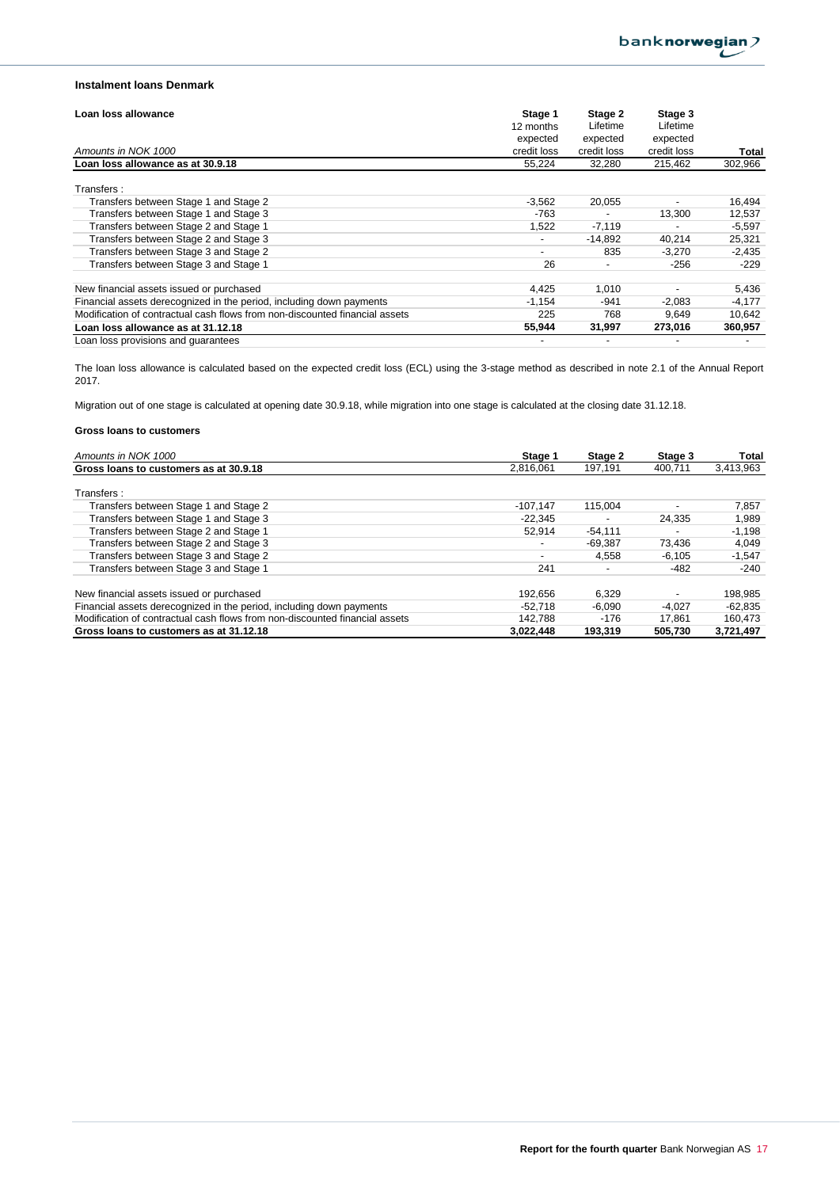### Instalment loans Denmark

| Loan loss allowance<br>*Amounts in NOK 1000* | Stage 1<br>12 months expected credit loss | Stage 2<br>Lifetime expected credit loss | Stage 3<br>Lifetime expected credit loss | Total |
|---|---|---|---|---|
| **Loan loss allowance as at 30.9.18** | 55,224 | 32,280 | 215,462 | 302,966 |
| Transfers : | | | | |
| Transfers between Stage 1 and Stage 2 | -3,562 | 20,055 | - | 16,494 |
| Transfers between Stage 1 and Stage 3 | -763 | - | 13,300 | 12,537 |
| Transfers between Stage 2 and Stage 1 | 1,522 | -7,119 | - | -5,597 |
| Transfers between Stage 2 and Stage 3 | - | -14,892 | 40,214 | 25,321 |
| Transfers between Stage 3 and Stage 2 | - | 835 | -3,270 | -2,435 |
| Transfers between Stage 3 and Stage 1 | 26 | - | -256 | -229 |
| New financial assets issued or purchased | 4,425 | 1,010 | - | 5,436 |
| Financial assets derecognized in the period, including down payments | -1,154 | -941 | -2,083 | -4,177 |
| Modification of contractual cash flows from non-discounted financial assets | 225 | 768 | 9,649 | 10,642 |
| **Loan loss allowance as at 31.12.18** | **55,944** | **31,997** | **273,016** | **360,957** |
| Loan loss provisions and guarantees | - | - | - | - |

The loan loss allowance is calculated based on the expected credit loss (ECL) using the 3-stage method as described in note 2.1 of the Annual Report 2017.

Migration out of one stage is calculated at opening date 30.9.18, while migration into one stage is calculated at the closing date 31.12.18.

#### Gross loans to customers

| *Amounts in NOK 1000* | Stage 1 | Stage 2 | Stage 3 | Total |
|---|---|---|---|---|
| **Gross loans to customers as at 30.9.18** | 2,816,061 | 197,191 | 400,711 | 3,413,963 |
| Transfers : | | | | |
| Transfers between Stage 1 and Stage 2 | -107,147 | 115,004 | - | 7,857 |
| Transfers between Stage 1 and Stage 3 | -22,345 | - | 24,335 | 1,989 |
| Transfers between Stage 2 and Stage 1 | 52,914 | -54,111 | - | -1,198 |
| Transfers between Stage 2 and Stage 3 | - | -69,387 | 73,436 | 4,049 |
| Transfers between Stage 3 and Stage 2 | - | 4,558 | -6,105 | -1,547 |
| Transfers between Stage 3 and Stage 1 | 241 | - | -482 | -240 |
| New financial assets issued or purchased | 192,656 | 6,329 | - | 198,985 |
| Financial assets derecognized in the period, including down payments | -52,718 | -6,090 | -4,027 | -62,835 |
| Modification of contractual cash flows from non-discounted financial assets | 142,788 | -176 | 17,861 | 160,473 |
| **Gross loans to customers as at 31.12.18** | **3,022,448** | **193,319** | **505,730** | **3,721,497** |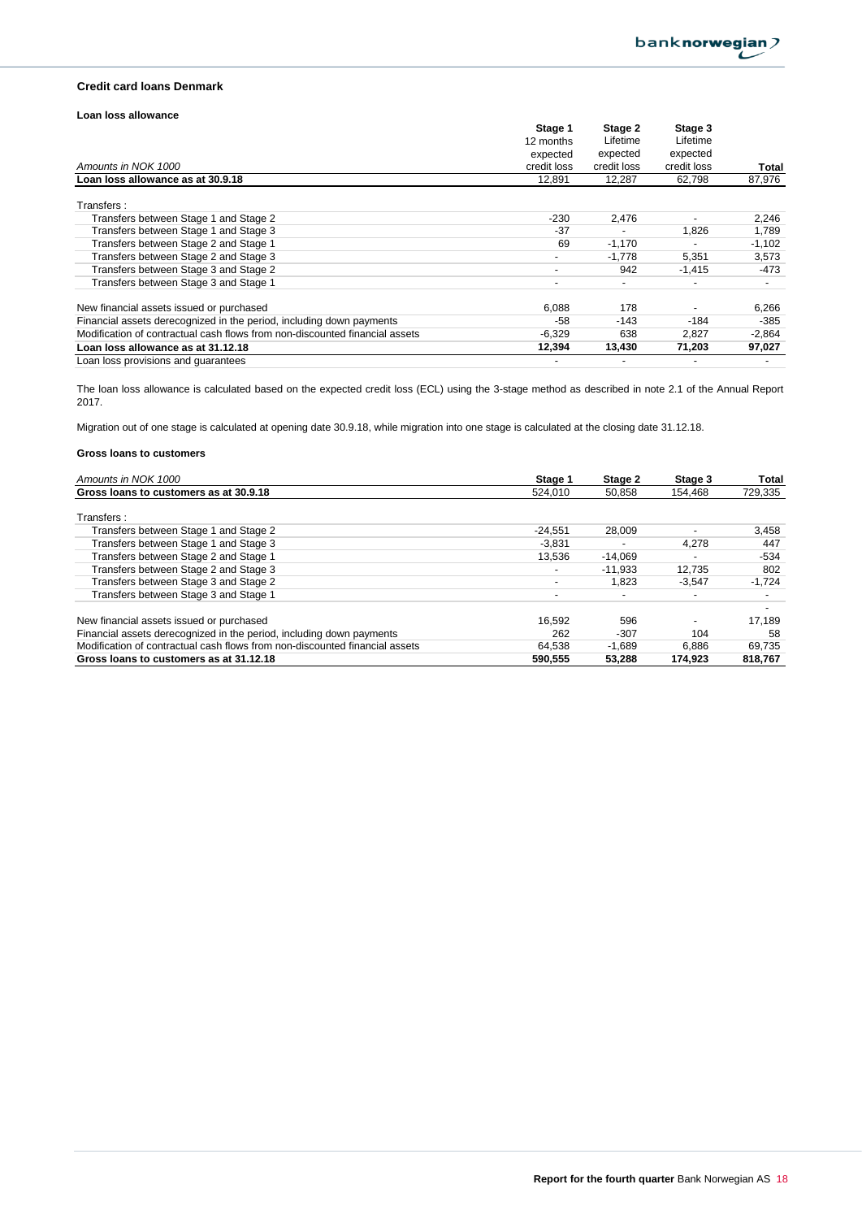### Credit card loans Denmark

#### Loan loss allowance

| *Amounts in NOK 1000* | Stage 1 12 months expected credit loss | Stage 2 Lifetime expected credit loss | Stage 3 Lifetime expected credit loss | Total |
|---|---|---|---|---|
| **Loan loss allowance as at 30.9.18** | 12,891 | 12,287 | 62,798 | 87,976 |
| Transfers : | | | | |
| Transfers between Stage 1 and Stage 2 | -230 | 2,476 | - | 2,246 |
| Transfers between Stage 1 and Stage 3 | -37 | - | 1,826 | 1,789 |
| Transfers between Stage 2 and Stage 1 | 69 | -1,170 | - | -1,102 |
| Transfers between Stage 2 and Stage 3 | - | -1,778 | 5,351 | 3,573 |
| Transfers between Stage 3 and Stage 2 | - | 942 | -1,415 | -473 |
| Transfers between Stage 3 and Stage 1 | - | - | - | - |
| New financial assets issued or purchased | 6,088 | 178 | - | 6,266 |
| Financial assets derecognized in the period, including down payments | -58 | -143 | -184 | -385 |
| Modification of contractual cash flows from non-discounted financial assets | -6,329 | 638 | 2,827 | -2,864 |
| **Loan loss allowance as at 31.12.18** | **12,394** | **13,430** | **71,203** | **97,027** |
| Loan loss provisions and guarantees | - | - | - | - |

The loan loss allowance is calculated based on the expected credit loss (ECL) using the 3-stage method as described in note 2.1 of the Annual Report 2017.

Migration out of one stage is calculated at opening date 30.9.18, while migration into one stage is calculated at the closing date 31.12.18.

#### Gross loans to customers

| *Amounts in NOK 1000* | Stage 1 | Stage 2 | Stage 3 | Total |
|---|---|---|---|---|
| **Gross loans to customers as at 30.9.18** | 524,010 | 50,858 | 154,468 | 729,335 |
| Transfers : | | | | |
| Transfers between Stage 1 and Stage 2 | -24,551 | 28,009 | - | 3,458 |
| Transfers between Stage 1 and Stage 3 | -3,831 | - | 4,278 | 447 |
| Transfers between Stage 2 and Stage 1 | 13,536 | -14,069 | - | -534 |
| Transfers between Stage 2 and Stage 3 | - | -11,933 | 12,735 | 802 |
| Transfers between Stage 3 and Stage 2 | - | 1,823 | -3,547 | -1,724 |
| Transfers between Stage 3 and Stage 1 | - | - | - | - |
| | | | | - |
| New financial assets issued or purchased | 16,592 | 596 | - | 17,189 |
| Financial assets derecognized in the period, including down payments | 262 | -307 | 104 | 58 |
| Modification of contractual cash flows from non-discounted financial assets | 64,538 | -1,689 | 6,886 | 69,735 |
| **Gross loans to customers as at 31.12.18** | **590,555** | **53,288** | **174,923** | **818,767** |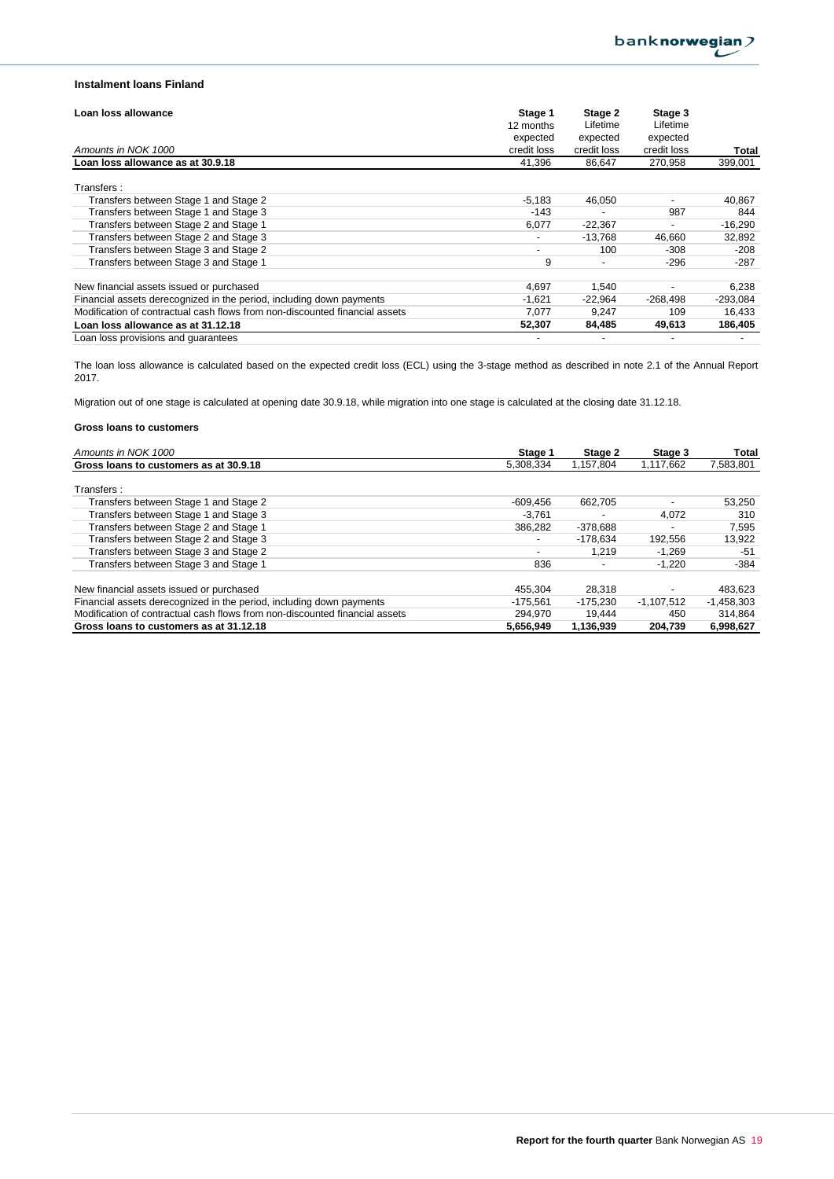### Instalment loans Finland

| Loan loss allowance<br>*Amounts in NOK 1000* | Stage 1<br>12 months expected credit loss | Stage 2<br>Lifetime expected credit loss | Stage 3<br>Lifetime expected credit loss | Total |
|---|---|---|---|---|
| **Loan loss allowance as at 30.9.18** | 41,396 | 86,647 | 270,958 | 399,001 |
| Transfers : | | | | |
| Transfers between Stage 1 and Stage 2 | -5,183 | 46,050 | - | 40,867 |
| Transfers between Stage 1 and Stage 3 | -143 | - | 987 | 844 |
| Transfers between Stage 2 and Stage 1 | 6,077 | -22,367 | - | -16,290 |
| Transfers between Stage 2 and Stage 3 | - | -13,768 | 46,660 | 32,892 |
| Transfers between Stage 3 and Stage 2 | - | 100 | -308 | -208 |
| Transfers between Stage 3 and Stage 1 | 9 | - | -296 | -287 |
| New financial assets issued or purchased | 4,697 | 1,540 | - | 6,238 |
| Financial assets derecognized in the period, including down payments | -1,621 | -22,964 | -268,498 | -293,084 |
| Modification of contractual cash flows from non-discounted financial assets | 7,077 | 9,247 | 109 | 16,433 |
| **Loan loss allowance as at 31.12.18** | **52,307** | **84,485** | **49,613** | **186,405** |
| Loan loss provisions and guarantees | - | - | - | - |

The loan loss allowance is calculated based on the expected credit loss (ECL) using the 3-stage method as described in note 2.1 of the Annual Report 2017.

Migration out of one stage is calculated at opening date 30.9.18, while migration into one stage is calculated at the closing date 31.12.18.

#### Gross loans to customers

| *Amounts in NOK 1000* | Stage 1 | Stage 2 | Stage 3 | Total |
|---|---|---|---|---|
| **Gross loans to customers as at 30.9.18** | 5,308,334 | 1,157,804 | 1,117,662 | 7,583,801 |
| Transfers : | | | | |
| Transfers between Stage 1 and Stage 2 | -609,456 | 662,705 | - | 53,250 |
| Transfers between Stage 1 and Stage 3 | -3,761 | - | 4,072 | 310 |
| Transfers between Stage 2 and Stage 1 | 386,282 | -378,688 | - | 7,595 |
| Transfers between Stage 2 and Stage 3 | - | -178,634 | 192,556 | 13,922 |
| Transfers between Stage 3 and Stage 2 | - | 1,219 | -1,269 | -51 |
| Transfers between Stage 3 and Stage 1 | 836 | - | -1,220 | -384 |
| New financial assets issued or purchased | 455,304 | 28,318 | - | 483,623 |
| Financial assets derecognized in the period, including down payments | -175,561 | -175,230 | -1,107,512 | -1,458,303 |
| Modification of contractual cash flows from non-discounted financial assets | 294,970 | 19,444 | 450 | 314,864 |
| **Gross loans to customers as at 31.12.18** | **5,656,949** | **1,136,939** | **204,739** | **6,998,627** |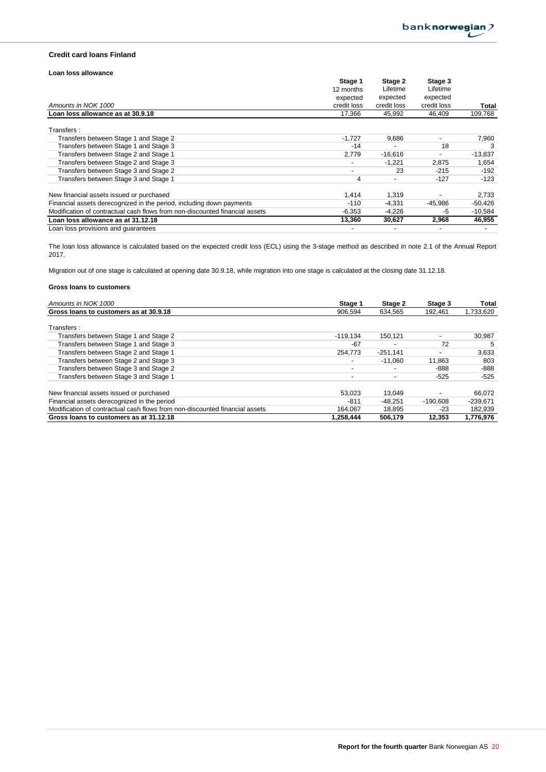### Credit card loans Finland

**Loan loss allowance**

| *Amounts in NOK 1000* | Stage 1 12 months expected credit loss | Stage 2 Lifetime expected credit loss | Stage 3 Lifetime expected credit loss | Total |
|---|---|---|---|---|
| **Loan loss allowance as at 30.9.18** | 17,366 | 45,992 | 46,409 | 109,768 |
| Transfers : | | | | |
| Transfers between Stage 1 and Stage 2 | -1,727 | 9,686 | - | 7,960 |
| Transfers between Stage 1 and Stage 3 | -14 | - | 18 | 3 |
| Transfers between Stage 2 and Stage 1 | 2,779 | -16,616 | - | -13,837 |
| Transfers between Stage 2 and Stage 3 | - | -1,221 | 2,875 | 1,654 |
| Transfers between Stage 3 and Stage 2 | - | 23 | -215 | -192 |
| Transfers between Stage 3 and Stage 1 | 4 | - | -127 | -123 |
| New financial assets issued or purchased | 1,414 | 1,319 | - | 2,733 |
| Financial assets derecognized in the period, including down payments | -110 | -4,331 | -45,986 | -50,426 |
| Modification of contractual cash flows from non-discounted financial assets | -6,353 | -4,226 | -5 | -10,584 |
| **Loan loss allowance as at 31.12.18** | **13,360** | **30,627** | **2,968** | **46,955** |
| Loan loss provisions and guarantees | - | - | - | - |

The loan loss allowance is calculated based on the expected credit loss (ECL) using the 3-stage method as described in note 2.1 of the Annual Report 2017.

Migration out of one stage is calculated at opening date 30.9.18, while migration into one stage is calculated at the closing date 31.12.18.

**Gross loans to customers**

| *Amounts in NOK 1000* | Stage 1 | Stage 2 | Stage 3 | Total |
|---|---|---|---|---|
| **Gross loans to customers as at 30.9.18** | 906,594 | 634,565 | 192,461 | 1,733,620 |
| Transfers : | | | | |
| Transfers between Stage 1 and Stage 2 | -119,134 | 150,121 | - | 30,987 |
| Transfers between Stage 1 and Stage 3 | -67 | - | 72 | 5 |
| Transfers between Stage 2 and Stage 1 | 254,773 | -251,141 | - | 3,633 |
| Transfers between Stage 2 and Stage 3 | - | -11,060 | 11,863 | 803 |
| Transfers between Stage 3 and Stage 2 | - | - | -888 | -888 |
| Transfers between Stage 3 and Stage 1 | - | - | -525 | -525 |
| New financial assets issued or purchased | 53,023 | 13,049 | - | 66,072 |
| Financial assets derecognized in the period | -811 | -48,251 | -190,608 | -239,671 |
| Modification of contractual cash flows from non-discounted financial assets | 164,067 | 18,895 | -23 | 182,939 |
| **Gross loans to customers as at 31.12.18** | **1,258,444** | **506,179** | **12,353** | **1,776,976** |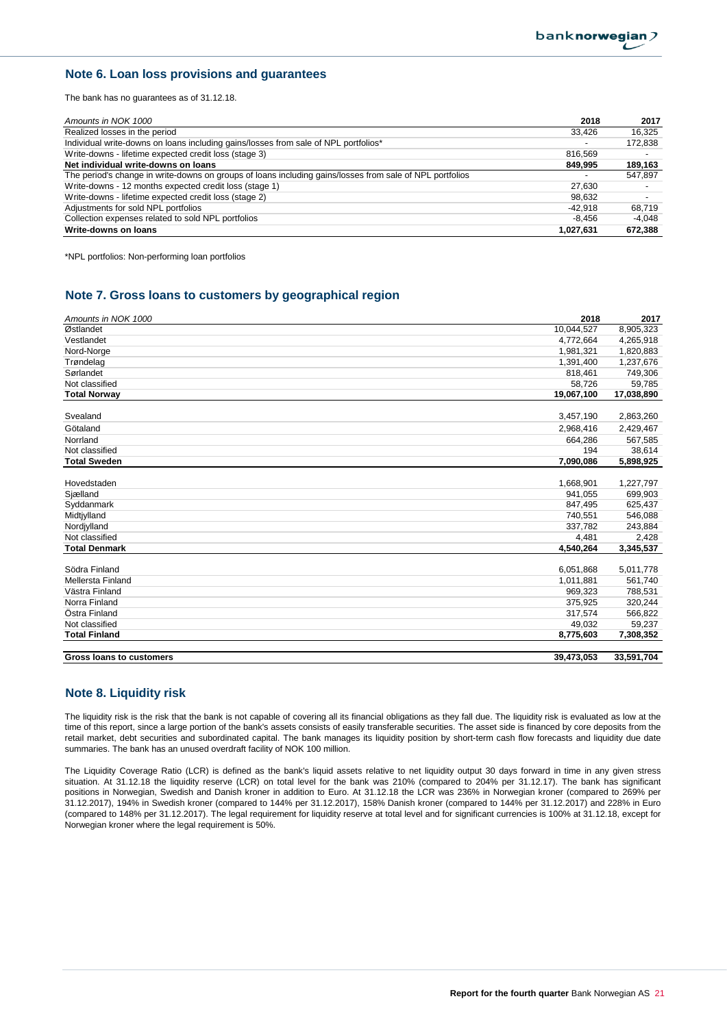## Note 6. Loan loss provisions and guarantees

The bank has no guarantees as of 31.12.18.

| *Amounts in NOK 1000* | 2018 | 2017 |
|---|---|---|
| Realized losses in the period | 33,426 | 16,325 |
| Individual write-downs on loans including gains/losses from sale of NPL portfolios* | - | 172,838 |
| Write-downs - lifetime expected credit loss (stage 3) | 816,569 | - |
| **Net individual write-downs on loans** | **849,995** | **189,163** |
| The period's change in write-downs on groups of loans including gains/losses from sale of NPL portfolios | - | 547,897 |
| Write-downs - 12 months expected credit loss (stage 1) | 27,630 | - |
| Write-downs - lifetime expected credit loss (stage 2) | 98,632 | - |
| Adjustments for sold NPL portfolios | -42,918 | 68,719 |
| Collection expenses related to sold NPL portfolios | -8,456 | -4,048 |
| **Write-downs on loans** | **1,027,631** | **672,388** |

*NPL portfolios: Non-performing loan portfolios

## Note 7. Gross loans to customers by geographical region

| *Amounts in NOK 1000* | 2018 | 2017 |
|---|---|---|
| Østlandet | 10,044,527 | 8,905,323 |
| Vestlandet | 4,772,664 | 4,265,918 |
| Nord-Norge | 1,981,321 | 1,820,883 |
| Trøndelag | 1,391,400 | 1,237,676 |
| Sørlandet | 818,461 | 749,306 |
| Not classified | 58,726 | 59,785 |
| **Total Norway** | **19,067,100** | **17,038,890** |
| | | |
| Svealand | 3,457,190 | 2,863,260 |
| Götaland | 2,968,416 | 2,429,467 |
| Norrland | 664,286 | 567,585 |
| Not classified | 194 | 38,614 |
| **Total Sweden** | **7,090,086** | **5,898,925** |
| | | |
| Hovedstaden | 1,668,901 | 1,227,797 |
| Sjælland | 941,055 | 699,903 |
| Syddanmark | 847,495 | 625,437 |
| Midtjylland | 740,551 | 546,088 |
| Nordjylland | 337,782 | 243,884 |
| Not classified | 4,481 | 2,428 |
| **Total Denmark** | **4,540,264** | **3,345,537** |
| | | |
| Södra Finland | 6,051,868 | 5,011,778 |
| Mellersta Finland | 1,011,881 | 561,740 |
| Västra Finland | 969,323 | 788,531 |
| Norra Finland | 375,925 | 320,244 |
| Östra Finland | 317,574 | 566,822 |
| Not classified | 49,032 | 59,237 |
| **Total Finland** | **8,775,603** | **7,308,352** |
| | | |
| **Gross loans to customers** | **39,473,053** | **33,591,704** |

## Note 8. Liquidity risk

The liquidity risk is the risk that the bank is not capable of covering all its financial obligations as they fall due. The liquidity risk is evaluated as low at the time of this report, since a large portion of the bank's assets consists of easily transferable securities. The asset side is financed by core deposits from the retail market, debt securities and subordinated capital. The bank manages its liquidity position by short-term cash flow forecasts and liquidity due date summaries. The bank has an unused overdraft facility of NOK 100 million.

The Liquidity Coverage Ratio (LCR) is defined as the bank's liquid assets relative to net liquidity output 30 days forward in time in any given stress situation. At 31.12.18 the liquidity reserve (LCR) on total level for the bank was 210% (compared to 204% per 31.12.17). The bank has significant positions in Norwegian, Swedish and Danish kroner in addition to Euro. At 31.12.18 the LCR was 236% in Norwegian kroner (compared to 269% per 31.12.2017), 194% in Swedish kroner (compared to 144% per 31.12.2017), 158% Danish kroner (compared to 144% per 31.12.2017) and 228% in Euro (compared to 148% per 31.12.2017). The legal requirement for liquidity reserve at total level and for significant currencies is 100% at 31.12.18, except for Norwegian kroner where the legal requirement is 50%.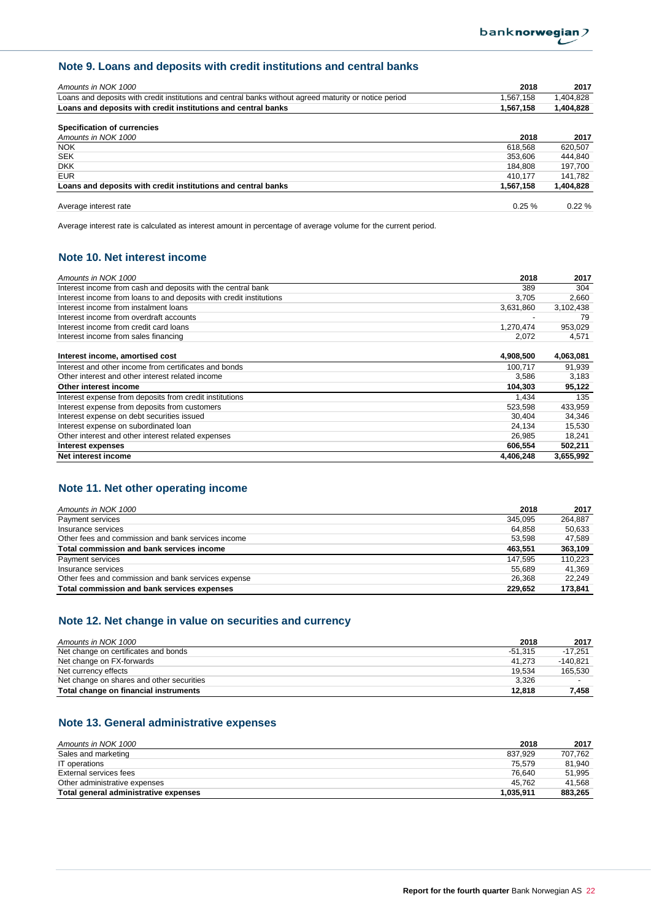## Note 9. Loans and deposits with credit institutions and central banks

| *Amounts in NOK 1000* | 2018 | 2017 |
|---|---|---|
| Loans and deposits with credit institutions and central banks without agreed maturity or notice period | 1,567,158 | 1,404,828 |
| **Loans and deposits with credit institutions and central banks** | **1,567,158** | **1,404,828** |

**Specification of currencies**

| *Amounts in NOK 1000* | 2018 | 2017 |
|---|---|---|
| NOK | 618,568 | 620,507 |
| SEK | 353,606 | 444,840 |
| DKK | 184,808 | 197,700 |
| EUR | 410,177 | 141,782 |
| **Loans and deposits with credit institutions and central banks** | **1,567,158** | **1,404,828** |
| | | |
| Average interest rate | 0.25 % | 0.22 % |

Average interest rate is calculated as interest amount in percentage of average volume for the current period.

## Note 10. Net interest income

| *Amounts in NOK 1000* | 2018 | 2017 |
|---|---|---|
| Interest income from cash and deposits with the central bank | 389 | 304 |
| Interest income from loans to and deposits with credit institutions | 3,705 | 2,660 |
| Interest income from instalment loans | 3,631,860 | 3,102,438 |
| Interest income from overdraft accounts | - | 79 |
| Interest income from credit card loans | 1,270,474 | 953,029 |
| Interest income from sales financing | 2,072 | 4,571 |
| **Interest income, amortised cost** | **4,908,500** | **4,063,081** |
| Interest and other income from certificates and bonds | 100,717 | 91,939 |
| Other interest and other interest related income | 3,586 | 3,183 |
| **Other interest income** | **104,303** | **95,122** |
| Interest expense from deposits from credit institutions | 1,434 | 135 |
| Interest expense from deposits from customers | 523,598 | 433,959 |
| Interest expense on debt securities issued | 30,404 | 34,346 |
| Interest expense on subordinated loan | 24,134 | 15,530 |
| Other interest and other interest related expenses | 26,985 | 18,241 |
| **Interest expenses** | **606,554** | **502,211** |
| **Net interest income** | **4,406,248** | **3,655,992** |

## Note 11. Net other operating income

| *Amounts in NOK 1000* | 2018 | 2017 |
|---|---|---|
| Payment services | 345,095 | 264,887 |
| Insurance services | 64,858 | 50,633 |
| Other fees and commission and bank services income | 53,598 | 47,589 |
| **Total commission and bank services income** | **463,551** | **363,109** |
| Payment services | 147,595 | 110,223 |
| Insurance services | 55,689 | 41,369 |
| Other fees and commission and bank services expense | 26,368 | 22,249 |
| **Total commission and bank services expenses** | **229,652** | **173,841** |

## Note 12. Net change in value on securities and currency

| *Amounts in NOK 1000* | 2018 | 2017 |
|---|---|---|
| Net change on certificates and bonds | -51,315 | -17,251 |
| Net change on FX-forwards | 41,273 | -140,821 |
| Net currency effects | 19,534 | 165,530 |
| Net change on shares and other securities | 3,326 | - |
| **Total change on financial instruments** | **12,818** | **7,458** |

## Note 13. General administrative expenses

| *Amounts in NOK 1000* | 2018 | 2017 |
|---|---|---|
| Sales and marketing | 837,929 | 707,762 |
| IT operations | 75,579 | 81,940 |
| External services fees | 76,640 | 51,995 |
| Other administrative expenses | 45,762 | 41,568 |
| **Total general administrative expenses** | **1,035,911** | **883,265** |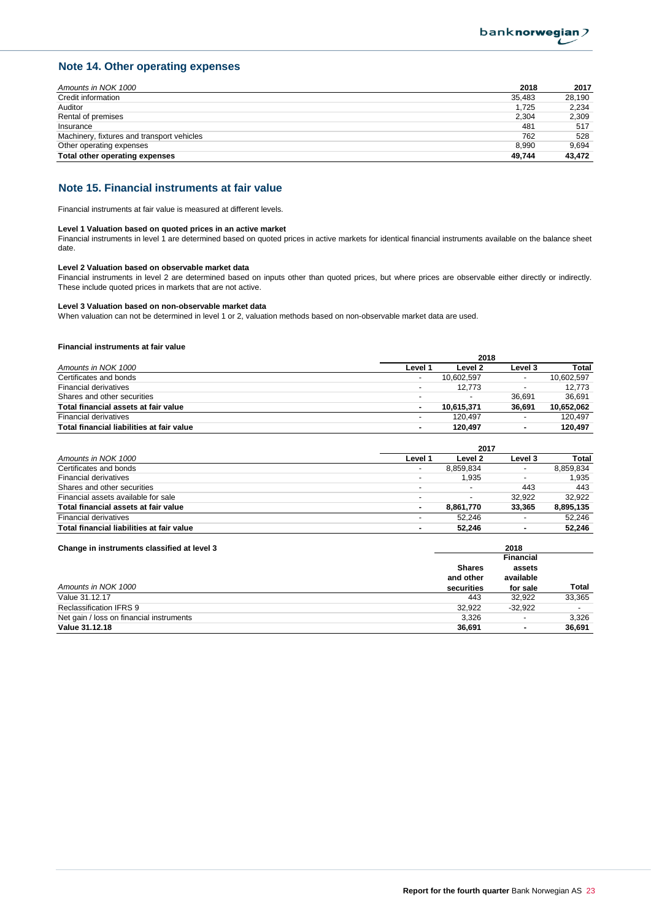## Note 14. Other operating expenses

| *Amounts in NOK 1000* | 2018 | 2017 |
|---|---|---|
| Credit information | 35,483 | 28,190 |
| Auditor | 1,725 | 2,234 |
| Rental of premises | 2,304 | 2,309 |
| Insurance | 481 | 517 |
| Machinery, fixtures and transport vehicles | 762 | 528 |
| Other operating expenses | 8,990 | 9,694 |
| **Total other operating expenses** | **49,744** | **43,472** |

## Note 15. Financial instruments at fair value

Financial instruments at fair value is measured at different levels.

**Level 1 Valuation based on quoted prices in an active market**
Financial instruments in level 1 are determined based on quoted prices in active markets for identical financial instruments available on the balance sheet date.

**Level 2 Valuation based on observable market data**
Financial instruments in level 2 are determined based on inputs other than quoted prices, but where prices are observable either directly or indirectly. These include quoted prices in markets that are not active.

**Level 3 Valuation based on non-observable market data**
When valuation can not be determined in level 1 or 2, valuation methods based on non-observable market data are used.

**Financial instruments at fair value**

| | 2018 | | | |
|---|---|---|---|---|
| *Amounts in NOK 1000* | **Level 1** | **Level 2** | **Level 3** | **Total** |
| Certificates and bonds | - | 10,602,597 | - | 10,602,597 |
| Financial derivatives | - | 12,773 | - | 12,773 |
| Shares and other securities | - | - | 36,691 | 36,691 |
| **Total financial assets at fair value** | **-** | **10,615,371** | **36,691** | **10,652,062** |
| Financial derivatives | - | 120,497 | - | 120,497 |
| **Total financial liabilities at fair value** | **-** | **120,497** | **-** | **120,497** |

| | 2017 | | | |
|---|---|---|---|---|
| *Amounts in NOK 1000* | **Level 1** | **Level 2** | **Level 3** | **Total** |
| Certificates and bonds | - | 8,859,834 | - | 8,859,834 |
| Financial derivatives | - | 1,935 | - | 1,935 |
| Shares and other securities | - | - | 443 | 443 |
| Financial assets available for sale | - | - | 32,922 | 32,922 |
| **Total financial assets at fair value** | **-** | **8,861,770** | **33,365** | **8,895,135** |
| Financial derivatives | - | 52,246 | - | 52,246 |
| **Total financial liabilities at fair value** | **-** | **52,246** | **-** | **52,246** |

**Change in instruments classified at level 3**

| | 2018 | | |
|---|---|---|---|
| *Amounts in NOK 1000* | **Shares and other securities** | **Financial assets available for sale** | **Total** |
| Value 31.12.17 | 443 | 32,922 | 33,365 |
| Reclassification IFRS 9 | 32,922 | -32,922 | - |
| Net gain / loss on financial instruments | 3,326 | - | 3,326 |
| **Value 31.12.18** | **36,691** | **-** | **36,691** |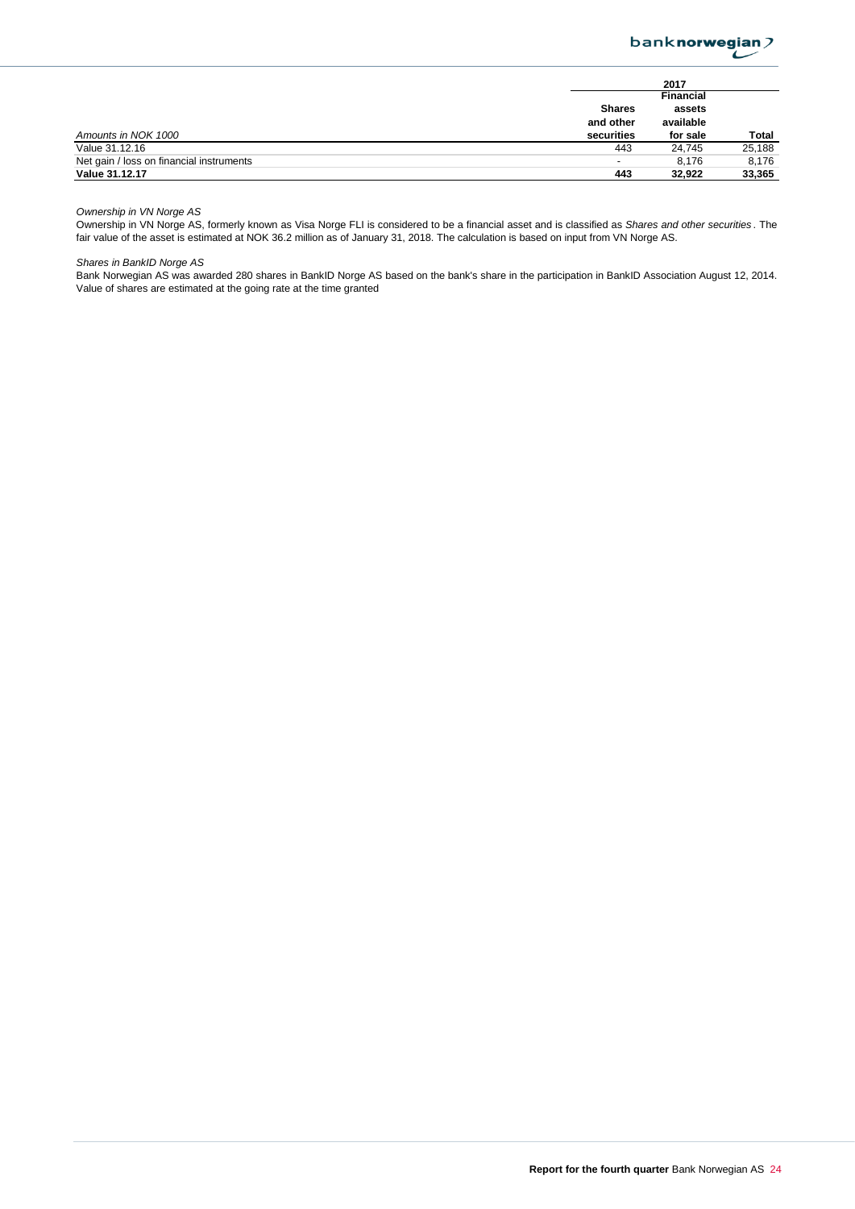| Amounts in NOK 1000 | 2017 Shares and other securities | Financial assets available for sale | Total |
|---|---|---|---|
| Value 31.12.16 | 443 | 24,745 | 25,188 |
| Net gain / loss on financial instruments | - | 8,176 | 8,176 |
| **Value 31.12.17** | **443** | **32,922** | **33,365** |

*Ownership in VN Norge AS*

Ownership in VN Norge AS, formerly known as Visa Norge FLI is considered to be a financial asset and is classified as *Shares and other securities*. The fair value of the asset is estimated at NOK 36.2 million as of January 31, 2018. The calculation is based on input from VN Norge AS.

*Shares in BankID Norge AS*

Bank Norwegian AS was awarded 280 shares in BankID Norge AS based on the bank's share in the participation in BankID Association August 12, 2014. Value of shares are estimated at the going rate at the time granted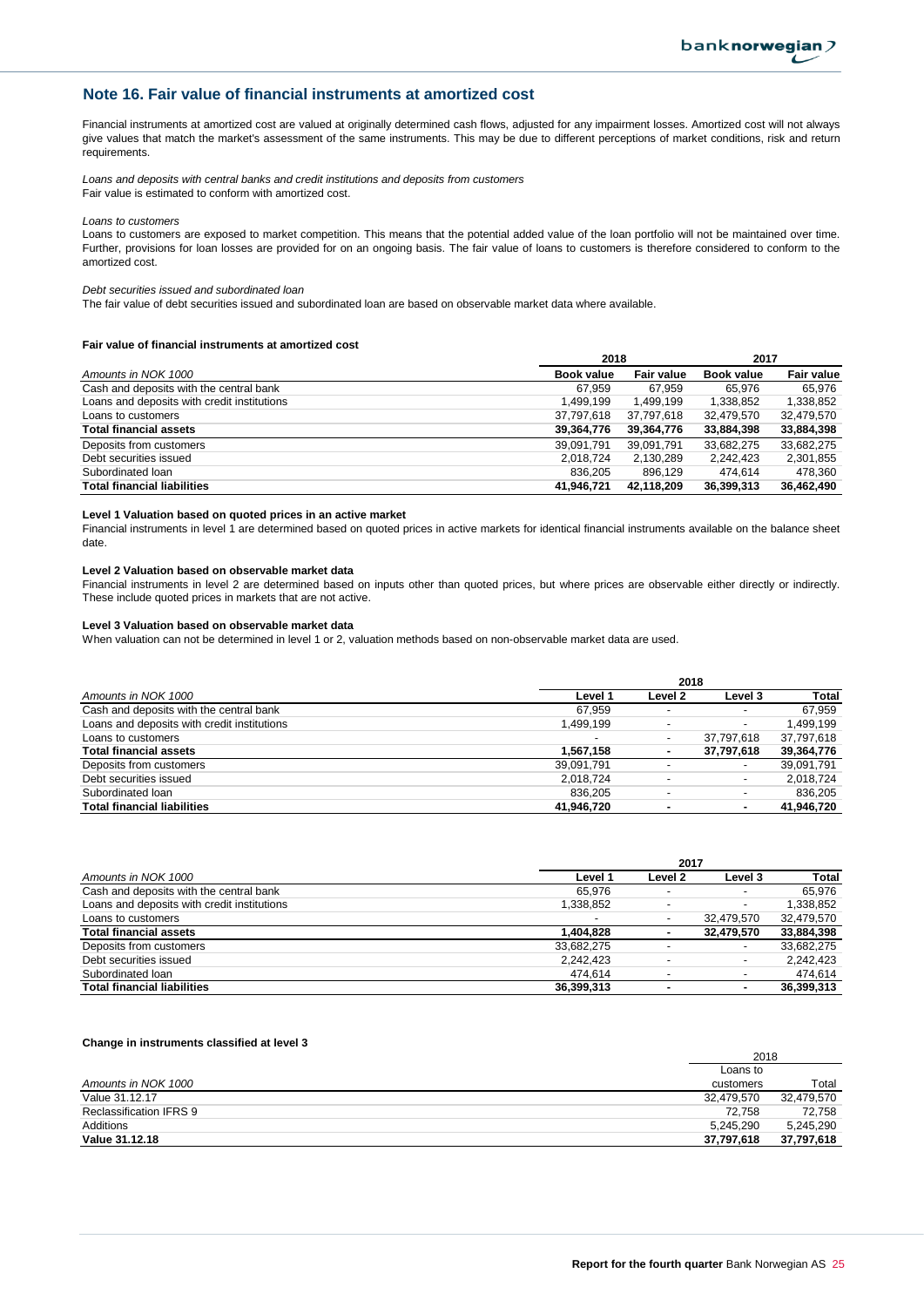## Note 16. Fair value of financial instruments at amortized cost

Financial instruments at amortized cost are valued at originally determined cash flows, adjusted for any impairment losses. Amortized cost will not always give values that match the market's assessment of the same instruments. This may be due to different perceptions of market conditions, risk and return requirements.

*Loans and deposits with central banks and credit institutions and deposits from customers*
Fair value is estimated to conform with amortized cost.

*Loans to customers*
Loans to customers are exposed to market competition. This means that the potential added value of the loan portfolio will not be maintained over time. Further, provisions for loan losses are provided for on an ongoing basis. The fair value of loans to customers is therefore considered to conform to the amortized cost.

*Debt securities issued and subordinated loan*
The fair value of debt securities issued and subordinated loan are based on observable market data where available.

**Fair value of financial instruments at amortized cost**

| | 2018 | | 2017 | |
|---|---|---|---|---|
| *Amounts in NOK 1000* | **Book value** | **Fair value** | **Book value** | **Fair value** |
| Cash and deposits with the central bank | 67,959 | 67,959 | 65,976 | 65,976 |
| Loans and deposits with credit institutions | 1,499,199 | 1,499,199 | 1,338,852 | 1,338,852 |
| Loans to customers | 37,797,618 | 37,797,618 | 32,479,570 | 32,479,570 |
| **Total financial assets** | **39,364,776** | **39,364,776** | **33,884,398** | **33,884,398** |
| Deposits from customers | 39,091,791 | 39,091,791 | 33,682,275 | 33,682,275 |
| Debt securities issued | 2,018,724 | 2,130,289 | 2,242,423 | 2,301,855 |
| Subordinated loan | 836,205 | 896,129 | 474,614 | 478,360 |
| **Total financial liabilities** | **41,946,721** | **42,118,209** | **36,399,313** | **36,462,490** |

**Level 1 Valuation based on quoted prices in an active market**
Financial instruments in level 1 are determined based on quoted prices in active markets for identical financial instruments available on the balance sheet date.

**Level 2 Valuation based on observable market data**
Financial instruments in level 2 are determined based on inputs other than quoted prices, but where prices are observable either directly or indirectly. These include quoted prices in markets that are not active.

**Level 3 Valuation based on observable market data**
When valuation can not be determined in level 1 or 2, valuation methods based on non-observable market data are used.

| | 2018 | | | |
|---|---|---|---|---|
| *Amounts in NOK 1000* | **Level 1** | **Level 2** | **Level 3** | **Total** |
| Cash and deposits with the central bank | 67,959 | - | - | 67,959 |
| Loans and deposits with credit institutions | 1,499,199 | - | - | 1,499,199 |
| Loans to customers | - | - | 37,797,618 | 37,797,618 |
| **Total financial assets** | **1,567,158** | **-** | **37,797,618** | **39,364,776** |
| Deposits from customers | 39,091,791 | - | - | 39,091,791 |
| Debt securities issued | 2,018,724 | - | - | 2,018,724 |
| Subordinated loan | 836,205 | - | - | 836,205 |
| **Total financial liabilities** | **41,946,720** | **-** | **-** | **41,946,720** |

| | 2017 | | | |
|---|---|---|---|---|
| *Amounts in NOK 1000* | **Level 1** | **Level 2** | **Level 3** | **Total** |
| Cash and deposits with the central bank | 65,976 | - | - | 65,976 |
| Loans and deposits with credit institutions | 1,338,852 | - | - | 1,338,852 |
| Loans to customers | - | - | 32,479,570 | 32,479,570 |
| **Total financial assets** | **1,404,828** | **-** | **32,479,570** | **33,884,398** |
| Deposits from customers | 33,682,275 | - | - | 33,682,275 |
| Debt securities issued | 2,242,423 | - | - | 2,242,423 |
| Subordinated loan | 474,614 | - | - | 474,614 |
| **Total financial liabilities** | **36,399,313** | **-** | **-** | **36,399,313** |

**Change in instruments classified at level 3**

| | 2018 | |
|---|---|---|
| *Amounts in NOK 1000* | Loans to customers | Total |
| Value 31.12.17 | 32,479,570 | 32,479,570 |
| Reclassification IFRS 9 | 72,758 | 72,758 |
| Additions | 5,245,290 | 5,245,290 |
| **Value 31.12.18** | **37,797,618** | **37,797,618** |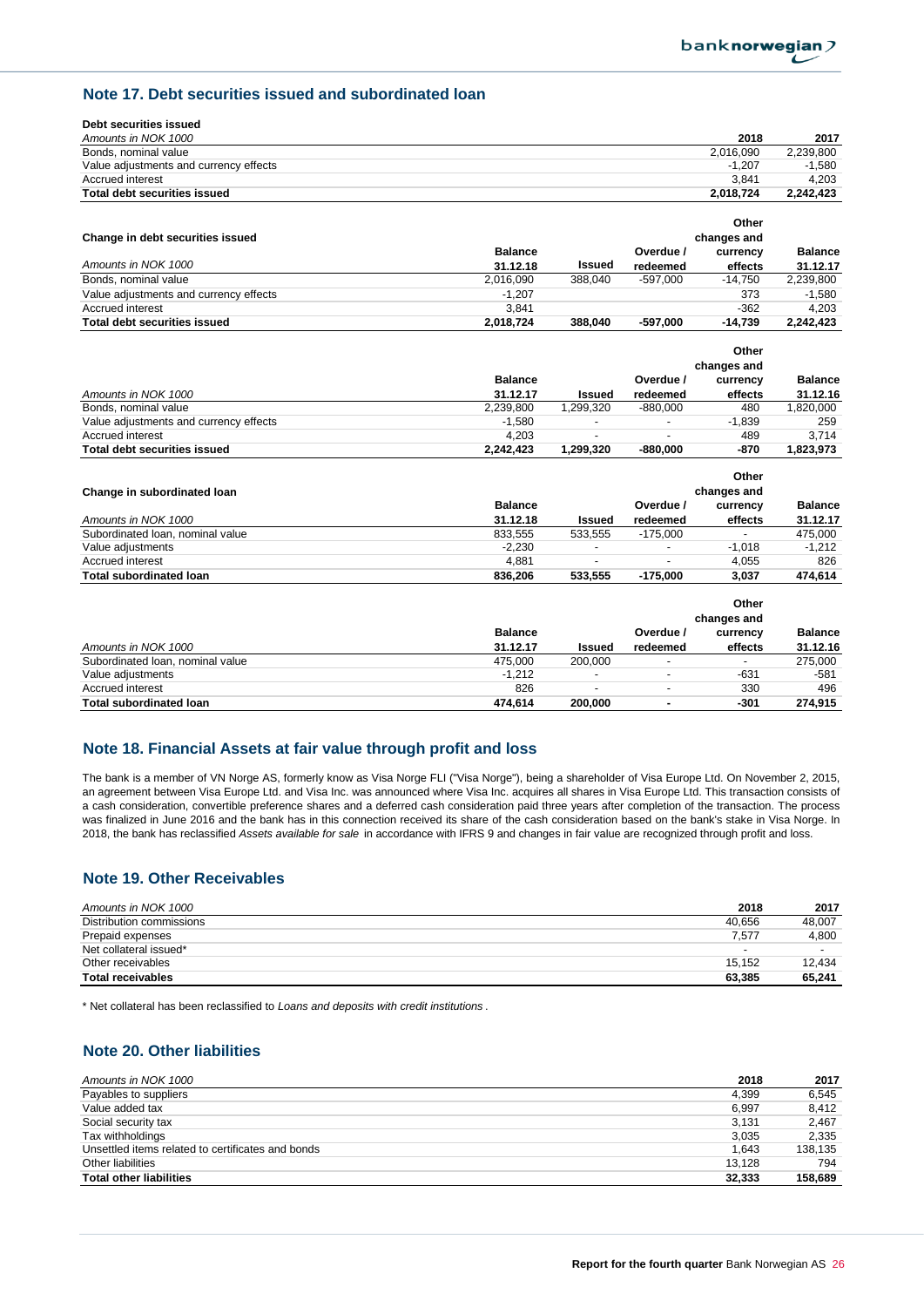## Note 17. Debt securities issued and subordinated loan

**Debt securities issued**

| *Amounts in NOK 1000* | 2018 | 2017 |
|---|---|---|
| Bonds, nominal value | 2,016,090 | 2,239,800 |
| Value adjustments and currency effects | -1,207 | -1,580 |
| Accrued interest | 3,841 | 4,203 |
| **Total debt securities issued** | **2,018,724** | **2,242,423** |

**Change in debt securities issued**

| *Amounts in NOK 1000* | Balance 31.12.18 | Issued | Overdue / redeemed | Other changes and currency effects | Balance 31.12.17 |
|---|---|---|---|---|---|
| Bonds, nominal value | 2,016,090 | 388,040 | -597,000 | -14,750 | 2,239,800 |
| Value adjustments and currency effects | -1,207 | | | 373 | -1,580 |
| Accrued interest | 3,841 | | | -362 | 4,203 |
| **Total debt securities issued** | **2,018,724** | **388,040** | **-597,000** | **-14,739** | **2,242,423** |

| *Amounts in NOK 1000* | Balance 31.12.17 | Issued | Overdue / redeemed | Other changes and currency effects | Balance 31.12.16 |
|---|---|---|---|---|---|
| Bonds, nominal value | 2,239,800 | 1,299,320 | -880,000 | 480 | 1,820,000 |
| Value adjustments and currency effects | -1,580 | - | - | -1,839 | 259 |
| Accrued interest | 4,203 | - | - | 489 | 3,714 |
| **Total debt securities issued** | **2,242,423** | **1,299,320** | **-880,000** | **-870** | **1,823,973** |

**Change in subordinated loan**

| *Amounts in NOK 1000* | Balance 31.12.18 | Issued | Overdue / redeemed | Other changes and currency effects | Balance 31.12.17 |
|---|---|---|---|---|---|
| Subordinated loan, nominal value | 833,555 | 533,555 | -175,000 | - | 475,000 |
| Value adjustments | -2,230 | - | - | -1,018 | -1,212 |
| Accrued interest | 4,881 | - | - | 4,055 | 826 |
| **Total subordinated loan** | **836,206** | **533,555** | **-175,000** | **3,037** | **474,614** |

| *Amounts in NOK 1000* | Balance 31.12.17 | Issued | Overdue / redeemed | Other changes and currency effects | Balance 31.12.16 |
|---|---|---|---|---|---|
| Subordinated loan, nominal value | 475,000 | 200,000 | - | - | 275,000 |
| Value adjustments | -1,212 | - | - | -631 | -581 |
| Accrued interest | 826 | - | - | 330 | 496 |
| **Total subordinated loan** | **474,614** | **200,000** | **-** | **-301** | **274,915** |

## Note 18. Financial Assets at fair value through profit and loss

The bank is a member of VN Norge AS, formerly know as Visa Norge FLI ("Visa Norge"), being a shareholder of Visa Europe Ltd. On November 2, 2015, an agreement between Visa Europe Ltd. and Visa Inc. was announced where Visa Inc. acquires all shares in Visa Europe Ltd. This transaction consists of a cash consideration, convertible preference shares and a deferred cash consideration paid three years after completion of the transaction. The process was finalized in June 2016 and the bank has in this connection received its share of the cash consideration based on the bank's stake in Visa Norge. In 2018, the bank has reclassified *Assets available for sale* in accordance with IFRS 9 and changes in fair value are recognized through profit and loss.

## Note 19. Other Receivables

| *Amounts in NOK 1000* | 2018 | 2017 |
|---|---|---|
| Distribution commissions | 40,656 | 48,007 |
| Prepaid expenses | 7,577 | 4,800 |
| Net collateral issued* | - | - |
| Other receivables | 15,152 | 12,434 |
| **Total receivables** | **63,385** | **65,241** |

\* Net collateral has been reclassified to *Loans and deposits with credit institutions*.

## Note 20. Other liabilities

| *Amounts in NOK 1000* | 2018 | 2017 |
|---|---|---|
| Payables to suppliers | 4,399 | 6,545 |
| Value added tax | 6,997 | 8,412 |
| Social security tax | 3,131 | 2,467 |
| Tax withholdings | 3,035 | 2,335 |
| Unsettled items related to certificates and bonds | 1,643 | 138,135 |
| Other liabilities | 13,128 | 794 |
| **Total other liabilities** | **32,333** | **158,689** |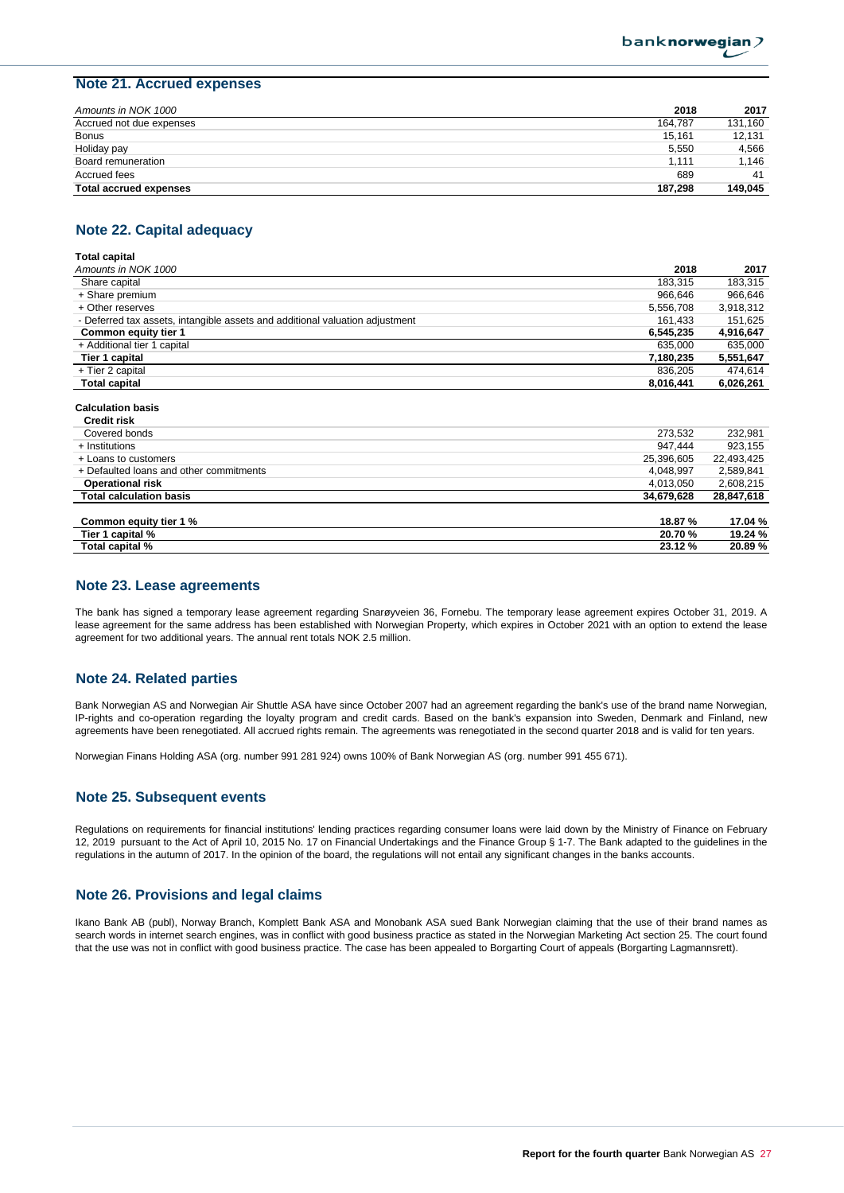## Note 21. Accrued expenses

| *Amounts in NOK 1000* | **2018** | **2017** |
|---|---|---|
| Accrued not due expenses | 164,787 | 131,160 |
| Bonus | 15,161 | 12,131 |
| Holiday pay | 5,550 | 4,566 |
| Board remuneration | 1,111 | 1,146 |
| Accrued fees | 689 | 41 |
| **Total accrued expenses** | **187,298** | **149,045** |

## Note 22. Capital adequacy

**Total capital**

| *Amounts in NOK 1000* | **2018** | **2017** |
|---|---|---|
| Share capital | 183,315 | 183,315 |
| + Share premium | 966,646 | 966,646 |
| + Other reserves | 5,556,708 | 3,918,312 |
| - Deferred tax assets, intangible assets and additional valuation adjustment | 161,433 | 151,625 |
| **Common equity tier 1** | **6,545,235** | **4,916,647** |
| + Additional tier 1 capital | 635,000 | 635,000 |
| **Tier 1 capital** | **7,180,235** | **5,551,647** |
| + Tier 2 capital | 836,205 | 474,614 |
| **Total capital** | **8,016,441** | **6,026,261** |

**Calculation basis**

| | | |
|---|---|---|
| **Credit risk** | | |
| Covered bonds | 273,532 | 232,981 |
| + Institutions | 947,444 | 923,155 |
| + Loans to customers | 25,396,605 | 22,493,425 |
| + Defaulted loans and other commitments | 4,048,997 | 2,589,841 |
| **Operational risk** | 4,013,050 | 2,608,215 |
| **Total calculation basis** | **34,679,628** | **28,847,618** |
| | | |
| **Common equity tier 1 %** | **18.87 %** | **17.04 %** |
| **Tier 1 capital %** | **20.70 %** | **19.24 %** |
| **Total capital %** | **23.12 %** | **20.89 %** |

## Note 23. Lease agreements

The bank has signed a temporary lease agreement regarding Snarøyveien 36, Fornebu. The temporary lease agreement expires October 31, 2019. A lease agreement for the same address has been established with Norwegian Property, which expires in October 2021 with an option to extend the lease agreement for two additional years. The annual rent totals NOK 2.5 million.

## Note 24. Related parties

Bank Norwegian AS and Norwegian Air Shuttle ASA have since October 2007 had an agreement regarding the bank's use of the brand name Norwegian, IP-rights and co-operation regarding the loyalty program and credit cards. Based on the bank's expansion into Sweden, Denmark and Finland, new agreements have been renegotiated. All accrued rights remain. The agreements was renegotiated in the second quarter 2018 and is valid for ten years.

Norwegian Finans Holding ASA (org. number 991 281 924) owns 100% of Bank Norwegian AS (org. number 991 455 671).

## Note 25. Subsequent events

Regulations on requirements for financial institutions' lending practices regarding consumer loans were laid down by the Ministry of Finance on February 12, 2019 pursuant to the Act of April 10, 2015 No. 17 on Financial Undertakings and the Finance Group § 1-7. The Bank adapted to the guidelines in the regulations in the autumn of 2017. In the opinion of the board, the regulations will not entail any significant changes in the banks accounts.

## Note 26. Provisions and legal claims

Ikano Bank AB (publ), Norway Branch, Komplett Bank ASA and Monobank ASA sued Bank Norwegian claiming that the use of their brand names as search words in internet search engines, was in conflict with good business practice as stated in the Norwegian Marketing Act section 25. The court found that the use was not in conflict with good business practice. The case has been appealed to Borgarting Court of appeals (Borgarting Lagmannsrett).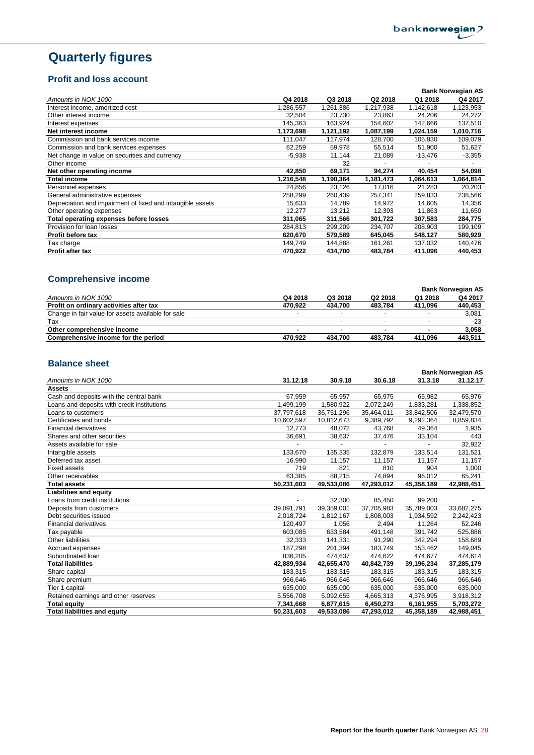# Quarterly figures

## Profit and loss account

| Amounts in NOK 1000 | Q4 2018 | Q3 2018 | Q2 2018 | Q1 2018 | Q4 2017 |
|---|---|---|---|---|---|
| | | | | | **Bank Norwegian AS** |
| Interest income, amortized cost | 1,286,557 | 1,261,386 | 1,217,938 | 1,142,618 | 1,123,953 |
| Other interest income | 32,504 | 23,730 | 23,863 | 24,206 | 24,272 |
| Interest expenses | 145,363 | 163,924 | 154,602 | 142,666 | 137,510 |
| **Net interest income** | **1,173,698** | **1,121,192** | **1,087,199** | **1,024,159** | **1,010,716** |
| Commission and bank services income | 111,047 | 117,974 | 128,700 | 105,830 | 109,079 |
| Commission and bank services expenses | 62,259 | 59,978 | 55,514 | 51,900 | 51,627 |
| Net change in value on securities and currency | -5,938 | 11,144 | 21,089 | -13,476 | -3,355 |
| Other income | - | 32 | - | - | - |
| **Net other operating income** | **42,850** | **69,171** | **94,274** | **40,454** | **54,098** |
| **Total income** | **1,216,548** | **1,190,364** | **1,181,473** | **1,064,613** | **1,064,814** |
| Personnel expenses | 24,856 | 23,126 | 17,016 | 21,283 | 20,203 |
| General administrative expenses | 258,299 | 260,439 | 257,341 | 259,833 | 238,566 |
| Depreciation and impairment of fixed and intangible assets | 15,633 | 14,789 | 14,972 | 14,605 | 14,356 |
| Other operating expenses | 12,277 | 13,212 | 12,393 | 11,863 | 11,650 |
| **Total operating expenses before losses** | **311,065** | **311,566** | **301,722** | **307,583** | **284,775** |
| Provision for loan losses | 284,813 | 299,209 | 234,707 | 208,903 | 199,109 |
| **Profit before tax** | **620,670** | **579,589** | **645,045** | **548,127** | **580,929** |
| Tax charge | 149,749 | 144,888 | 161,261 | 137,032 | 140,476 |
| **Profit after tax** | **470,922** | **434,700** | **483,784** | **411,096** | **440,453** |

## Comprehensive income

| Amounts in NOK 1000 | Q4 2018 | Q3 2018 | Q2 2018 | Q1 2018 | Q4 2017 |
|---|---|---|---|---|---|
| | | | | | **Bank Norwegian AS** |
| **Profit on ordinary activities after tax** | **470,922** | **434,700** | **483,784** | **411,096** | **440,453** |
| Change in fair value for assets available for sale | - | - | - | - | 3,081 |
| Tax | - | - | - | - | -23 |
| **Other comprehensive income** | **-** | **-** | **-** | **-** | **3,058** |
| **Comprehensive income for the period** | **470,922** | **434,700** | **483,784** | **411,096** | **443,511** |

## Balance sheet

| Amounts in NOK 1000 | 31.12.18 | 30.9.18 | 30.6.18 | 31.3.18 | 31.12.17 |
|---|---|---|---|---|---|
| | | | | | **Bank Norwegian AS** |
| **Assets** | | | | | |
| Cash and deposits with the central bank | 67,959 | 65,957 | 65,975 | 65,982 | 65,976 |
| Loans and deposits with credit institutions | 1,499,199 | 1,580,922 | 2,072,249 | 1,833,281 | 1,338,852 |
| Loans to customers | 37,797,618 | 36,751,296 | 35,464,011 | 33,842,506 | 32,479,570 |
| Certificates and bonds | 10,602,597 | 10,812,673 | 9,389,792 | 9,292,364 | 8,859,834 |
| Financial derivatives | 12,773 | 48,072 | 43,768 | 49,364 | 1,935 |
| Shares and other securities | 36,691 | 38,637 | 37,476 | 33,104 | 443 |
| Assets available for sale | - | - | - | - | 32,922 |
| Intangible assets | 133,670 | 135,335 | 132,879 | 133,514 | 131,521 |
| Deferred tax asset | 16,990 | 11,157 | 11,157 | 11,157 | 11,157 |
| Fixed assets | 719 | 821 | 810 | 904 | 1,000 |
| Other receivables | 63,385 | 88,215 | 74,894 | 96,012 | 65,241 |
| **Total assets** | **50,231,603** | **49,533,086** | **47,293,012** | **45,358,189** | **42,988,451** |
| **Liabilities and equity** | | | | | |
| Loans from credit institutions | - | 32,300 | 85,450 | 99,200 | - |
| Deposits from customers | 39,091,791 | 39,359,001 | 37,705,983 | 35,789,003 | 33,682,275 |
| Debt securities issued | 2,018,724 | 1,812,167 | 1,808,003 | 1,934,592 | 2,242,423 |
| Financial derivatives | 120,497 | 1,056 | 2,494 | 11,264 | 52,246 |
| Tax payable | 603,085 | 633,584 | 491,148 | 391,742 | 525,886 |
| Other liabilities | 32,333 | 141,331 | 91,290 | 342,294 | 158,689 |
| Accrued expenses | 187,298 | 201,394 | 183,749 | 153,462 | 149,045 |
| Subordinated loan | 836,205 | 474,637 | 474,622 | 474,677 | 474,614 |
| **Total liabilities** | **42,889,934** | **42,655,470** | **40,842,739** | **39,196,234** | **37,285,179** |
| Share capital | 183,315 | 183,315 | 183,315 | 183,315 | 183,315 |
| Share premium | 966,646 | 966,646 | 966,646 | 966,646 | 966,646 |
| Tier 1 capital | 635,000 | 635,000 | 635,000 | 635,000 | 635,000 |
| Retained earnings and other reserves | 5,556,708 | 5,092,655 | 4,665,313 | 4,376,995 | 3,918,312 |
| **Total equity** | **7,341,668** | **6,877,615** | **6,450,273** | **6,161,955** | **5,703,272** |
| **Total liabilities and equity** | **50,231,603** | **49,533,086** | **47,293,012** | **45,358,189** | **42,988,451** |